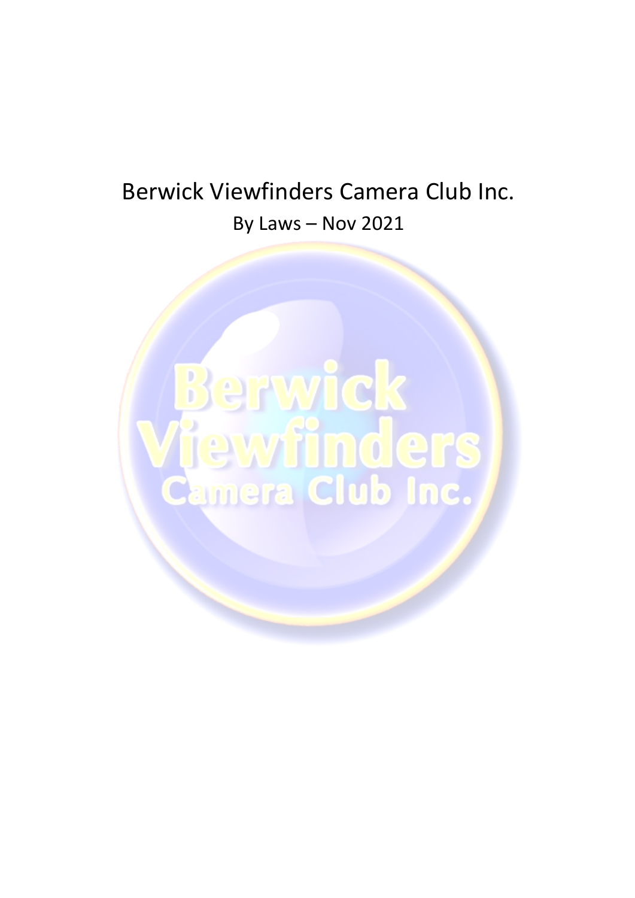# Berwick Viewfinders Camera Club Inc.

## By Laws – Nov 2021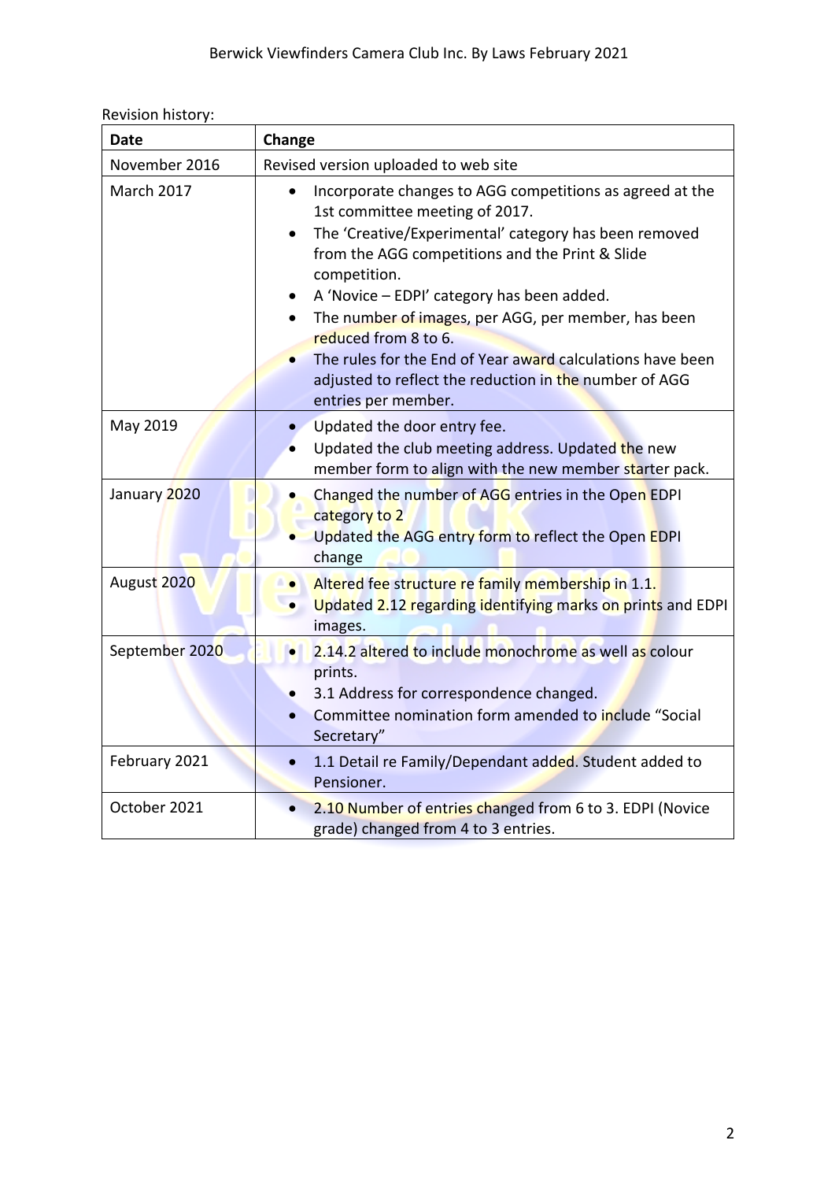Revision history:

| Date | Change |
| --- | --- |
| November 2016 | Revised version uploaded to web site |
| March 2017 | • Incorporate changes to AGG competitions as agreed at the 1st committee meeting of 2017.<br>• The 'Creative/Experimental' category has been removed from the AGG competitions and the Print & Slide competition.<br>• A 'Novice – EDPI' category has been added.<br>• The number of images, per AGG, per member, has been reduced from 8 to 6.<br>• The rules for the End of Year award calculations have been adjusted to reflect the reduction in the number of AGG entries per member. |
| May 2019 | • Updated the door entry fee.<br>• Updated the club meeting address. Updated the new member form to align with the new member starter pack. |
| January 2020 | • Changed the number of AGG entries in the Open EDPI category to 2<br>• Updated the AGG entry form to reflect the Open EDPI change |
| August 2020 | • Altered fee structure re family membership in 1.1.<br>• Updated 2.12 regarding identifying marks on prints and EDPI images. |
| September 2020 | • 2.14.2 altered to include monochrome as well as colour prints.<br>• 3.1 Address for correspondence changed.<br>• Committee nomination form amended to include "Social Secretary" |
| February 2021 | • 1.1 Detail re Family/Dependant added. Student added to Pensioner. |
| October 2021 | • 2.10 Number of entries changed from 6 to 3. EDPI (Novice grade) changed from 4 to 3 entries. |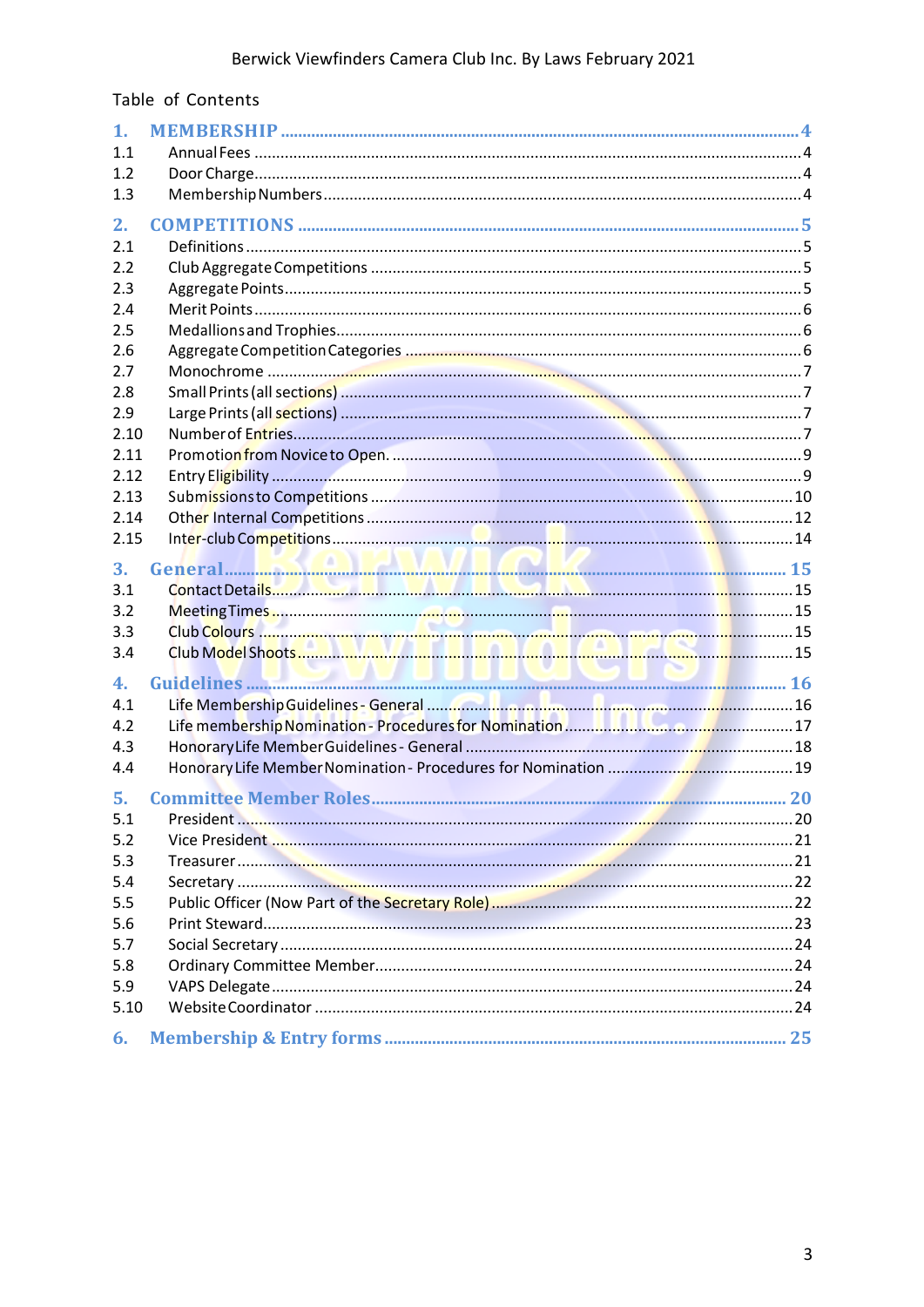Table of Contents

| | | |
|---|---|---|
| **1.** | **MEMBERSHIP** | **4** |
| 1.1 | Annual Fees | 4 |
| 1.2 | Door Charge | 4 |
| 1.3 | Membership Numbers | 4 |
| **2.** | **COMPETITIONS** | **5** |
| 2.1 | Definitions | 5 |
| 2.2 | Club Aggregate Competitions | 5 |
| 2.3 | Aggregate Points | 5 |
| 2.4 | Merit Points | 6 |
| 2.5 | Medallions and Trophies | 6 |
| 2.6 | Aggregate Competition Categories | 6 |
| 2.7 | Monochrome | 7 |
| 2.8 | Small Prints (all sections) | 7 |
| 2.9 | Large Prints (all sections) | 7 |
| 2.10 | Number of Entries | 7 |
| 2.11 | Promotion from Novice to Open. | 9 |
| 2.12 | Entry Eligibility | 9 |
| 2.13 | Submissions to Competitions | 10 |
| 2.14 | Other Internal Competitions | 12 |
| 2.15 | Inter-club Competitions | 14 |
| **3.** | **General** | **15** |
| 3.1 | Contact Details | 15 |
| 3.2 | Meeting Times | 15 |
| 3.3 | Club Colours | 15 |
| 3.4 | Club Model Shoots | 15 |
| **4.** | **Guidelines** | **16** |
| 4.1 | Life Membership Guidelines - General | 16 |
| 4.2 | Life membership Nomination - Procedures for Nomination | 17 |
| 4.3 | Honorary Life Member Guidelines - General | 18 |
| 4.4 | Honorary Life Member Nomination - Procedures for Nomination | 19 |
| **5.** | **Committee Member Roles** | **20** |
| 5.1 | President | 20 |
| 5.2 | Vice President | 21 |
| 5.3 | Treasurer | 21 |
| 5.4 | Secretary | 22 |
| 5.5 | Public Officer (Now Part of the Secretary Role) | 22 |
| 5.6 | Print Steward | 23 |
| 5.7 | Social Secretary | 24 |
| 5.8 | Ordinary Committee Member | 24 |
| 5.9 | VAPS Delegate | 24 |
| 5.10 | Website Coordinator | 24 |
| **6.** | **Membership & Entry forms** | **25** |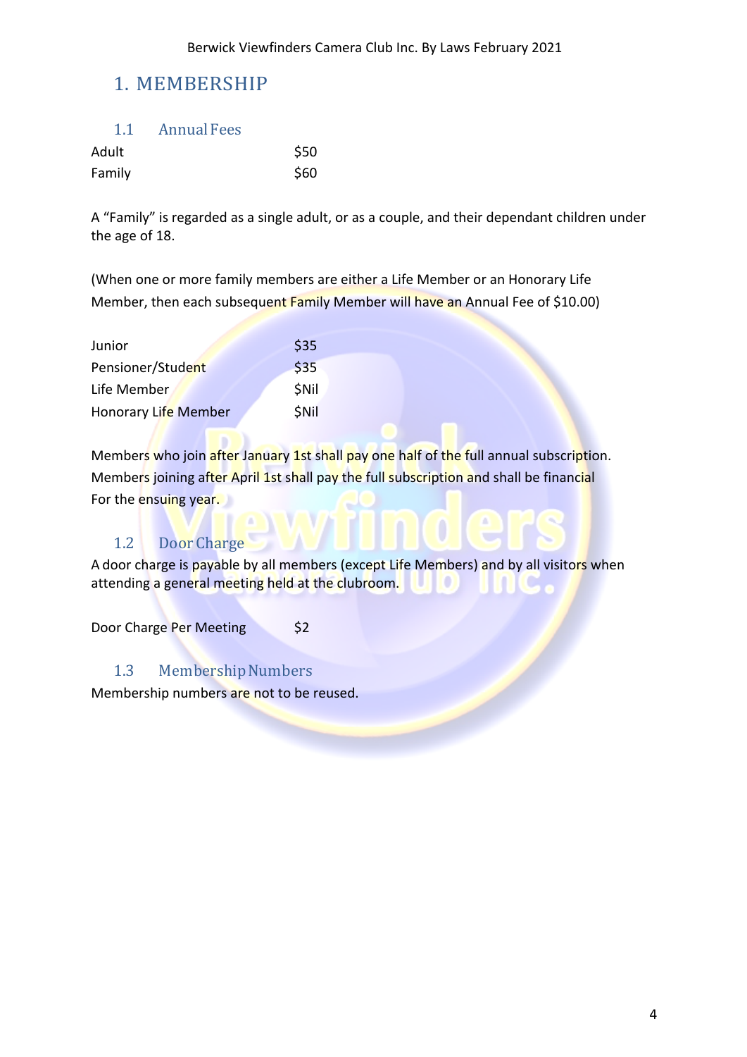# 1. MEMBERSHIP

## 1.1 Annual Fees

| | |
|---|---|
| Adult | $50 |
| Family | $60 |

A "Family" is regarded as a single adult, or as a couple, and their dependant children under the age of 18.

(When one or more family members are either a Life Member or an Honorary Life Member, then each subsequent Family Member will have an Annual Fee of $10.00)

| | |
|---|---|
| Junior | $35 |
| Pensioner/Student | $35 |
| Life Member | $Nil |
| Honorary Life Member | $Nil |

Members who join after January 1st shall pay one half of the full annual subscription. Members joining after April 1st shall pay the full subscription and shall be financial For the ensuing year.

## 1.2 Door Charge

A door charge is payable by all members (except Life Members) and by all visitors when attending a general meeting held at the clubroom.

| | |
|---|---|
| Door Charge Per Meeting | $2 |

## 1.3 Membership Numbers

Membership numbers are not to be reused.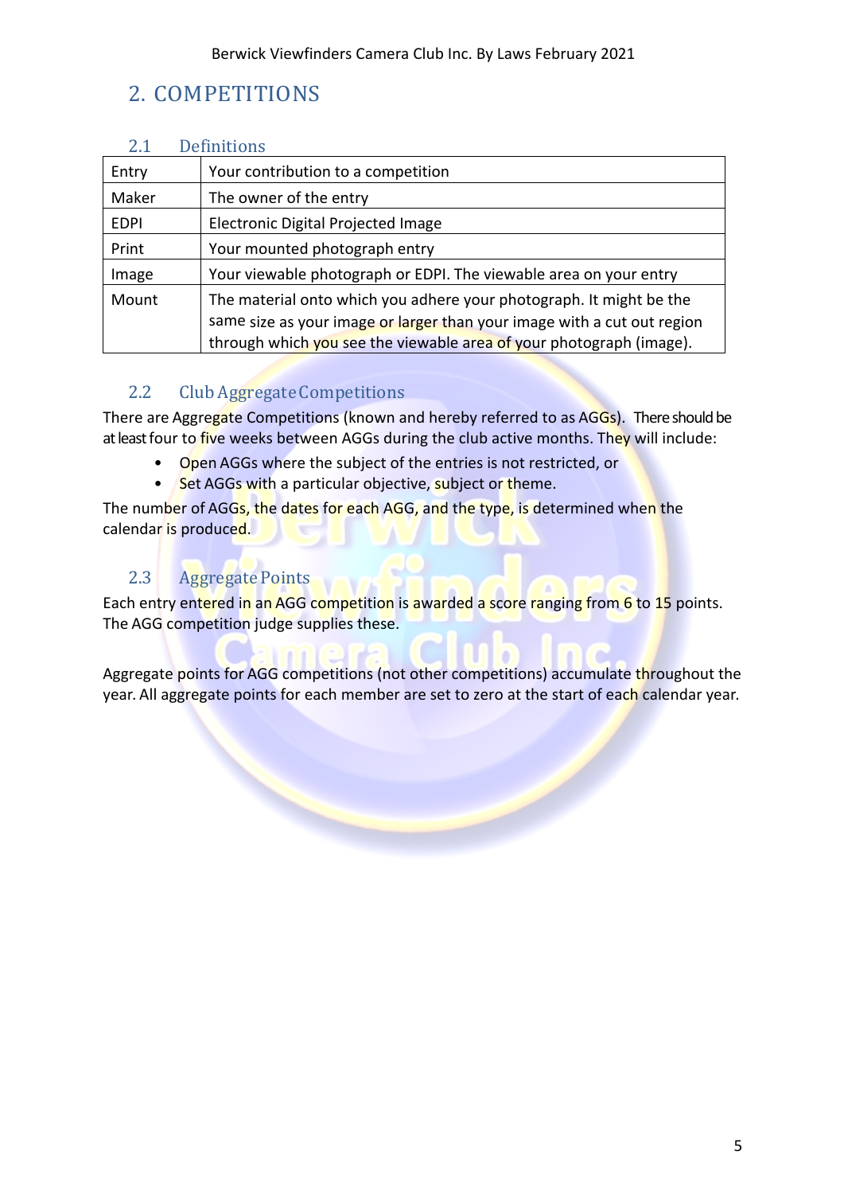# 2. COMPETITIONS

## 2.1 Definitions

| | |
|---|---|
| Entry | Your contribution to a competition |
| Maker | The owner of the entry |
| EDPI | Electronic Digital Projected Image |
| Print | Your mounted photograph entry |
| Image | Your viewable photograph or EDPI. The viewable area on your entry |
| Mount | The material onto which you adhere your photograph. It might be the same size as your image or larger than your image with a cut out region through which you see the viewable area of your photograph (image). |

## 2.2 Club Aggregate Competitions

There are Aggregate Competitions (known and hereby referred to as AGGs). There should be at least four to five weeks between AGGs during the club active months. They will include:

- Open AGGs where the subject of the entries is not restricted, or
- Set AGGs with a particular objective, subject or theme.

The number of AGGs, the dates for each AGG, and the type, is determined when the calendar is produced.

## 2.3 Aggregate Points

Each entry entered in an AGG competition is awarded a score ranging from 6 to 15 points. The AGG competition judge supplies these.

Aggregate points for AGG competitions (not other competitions) accumulate throughout the year. All aggregate points for each member are set to zero at the start of each calendar year.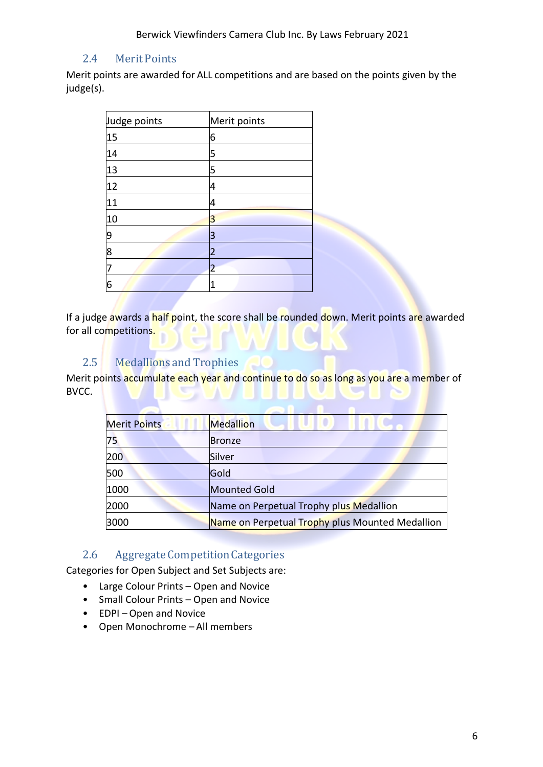## 2.4 Merit Points

Merit points are awarded for ALL competitions and are based on the points given by the judge(s).

| Judge points | Merit points |
|---|---|
| 15 | 6 |
| 14 | 5 |
| 13 | 5 |
| 12 | 4 |
| 11 | 4 |
| 10 | 3 |
| 9 | 3 |
| 8 | 2 |
| 7 | 2 |
| 6 | 1 |

If a judge awards a half point, the score shall be rounded down. Merit points are awarded for all competitions.

## 2.5 Medallions and Trophies

Merit points accumulate each year and continue to do so as long as you are a member of BVCC.

| Merit Points | Medallion |
|---|---|
| 75 | Bronze |
| 200 | Silver |
| 500 | Gold |
| 1000 | Mounted Gold |
| 2000 | Name on Perpetual Trophy plus Medallion |
| 3000 | Name on Perpetual Trophy plus Mounted Medallion |

## 2.6 Aggregate Competition Categories

Categories for Open Subject and Set Subjects are:

- Large Colour Prints – Open and Novice
- Small Colour Prints – Open and Novice
- EDPI – Open and Novice
- Open Monochrome – All members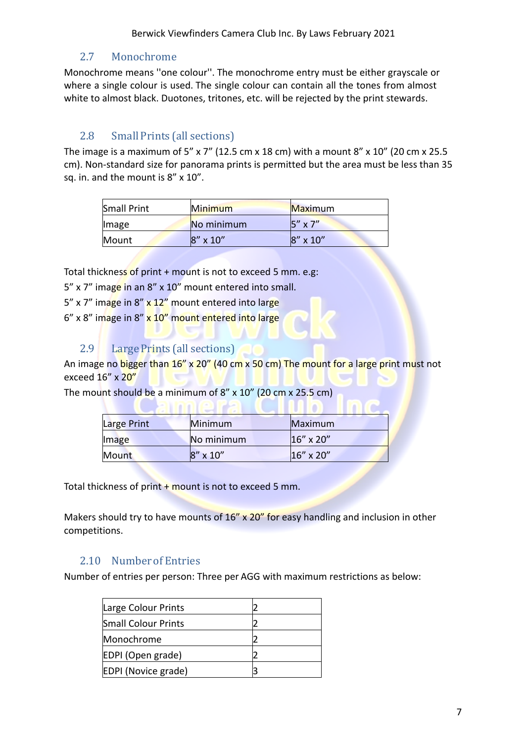## 2.7 Monochrome

Monochrome means ''one colour''. The monochrome entry must be either grayscale or where a single colour is used. The single colour can contain all the tones from almost white to almost black. Duotones, tritones, etc. will be rejected by the print stewards.

## 2.8 Small Prints (all sections)

The image is a maximum of 5" x 7" (12.5 cm x 18 cm) with a mount 8" x 10" (20 cm x 25.5 cm). Non-standard size for panorama prints is permitted but the area must be less than 35 sq. in. and the mount is 8" x 10".

| Small Print | Minimum | Maximum |
|---|---|---|
| Image | No minimum | 5" x 7" |
| Mount | 8" x 10" | 8" x 10" |

Total thickness of print + mount is not to exceed 5 mm. e.g:

5" x 7" image in an 8" x 10" mount entered into small.

5" x 7" image in 8" x 12" mount entered into large

6" x 8" image in 8" x 10" mount entered into large

## 2.9 Large Prints (all sections)

An image no bigger than 16" x 20" (40 cm x 50 cm) The mount for a large print must not exceed 16" x 20"

The mount should be a minimum of 8" x 10" (20 cm x 25.5 cm)

| Large Print | Minimum | Maximum |
|---|---|---|
| Image | No minimum | 16" x 20" |
| Mount | 8" x 10" | 16" x 20" |

Total thickness of print + mount is not to exceed 5 mm.

Makers should try to have mounts of 16" x 20" for easy handling and inclusion in other competitions.

## 2.10 Number of Entries

Number of entries per person: Three per AGG with maximum restrictions as below:

| | |
|---|---|
| Large Colour Prints | 2 |
| Small Colour Prints | 2 |
| Monochrome | 2 |
| EDPI (Open grade) | 2 |
| EDPI (Novice grade) | 3 |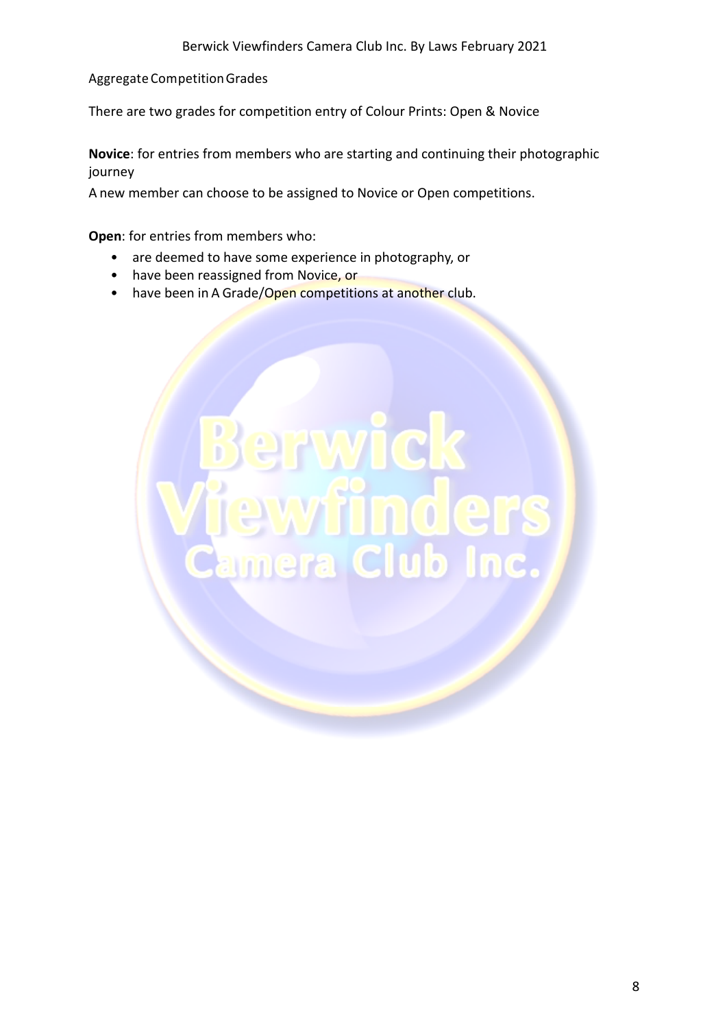Aggregate Competition Grades

There are two grades for competition entry of Colour Prints: Open & Novice

**Novice**: for entries from members who are starting and continuing their photographic journey

A new member can choose to be assigned to Novice or Open competitions.

**Open**: for entries from members who:

- are deemed to have some experience in photography, or
- have been reassigned from Novice, or
- have been in A Grade/Open competitions at another club.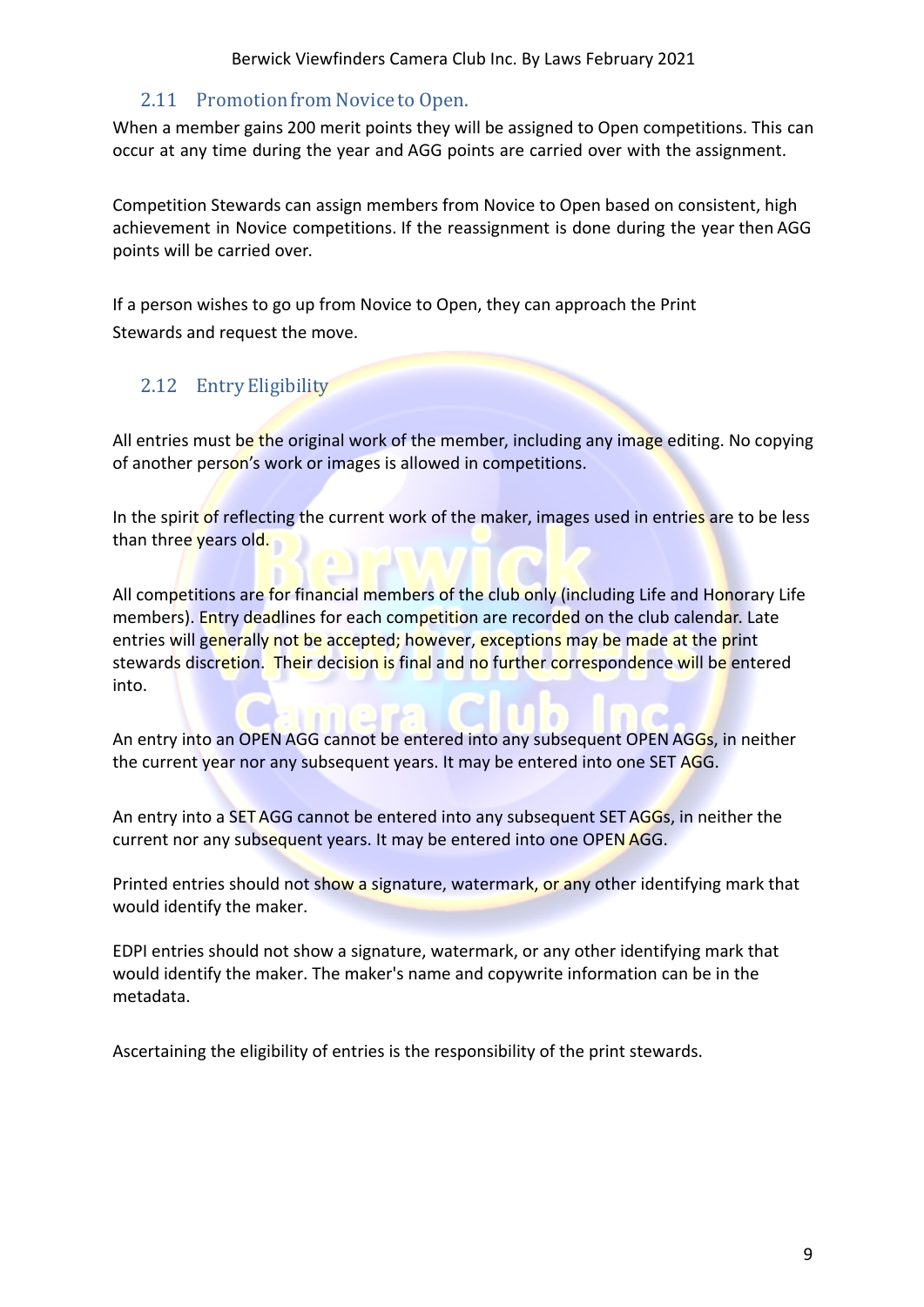### 2.11 Promotion from Novice to Open.

When a member gains 200 merit points they will be assigned to Open competitions. This can occur at any time during the year and AGG points are carried over with the assignment.

Competition Stewards can assign members from Novice to Open based on consistent, high achievement in Novice competitions. If the reassignment is done during the year then AGG points will be carried over.

If a person wishes to go up from Novice to Open, they can approach the Print Stewards and request the move.

### 2.12 Entry Eligibility

All entries must be the original work of the member, including any image editing. No copying of another person's work or images is allowed in competitions.

In the spirit of reflecting the current work of the maker, images used in entries are to be less than three years old.

All competitions are for financial members of the club only (including Life and Honorary Life members). Entry deadlines for each competition are recorded on the club calendar. Late entries will generally not be accepted; however, exceptions may be made at the print stewards discretion. Their decision is final and no further correspondence will be entered into.

An entry into an OPEN AGG cannot be entered into any subsequent OPEN AGGs, in neither the current year nor any subsequent years. It may be entered into one SET AGG.

An entry into a SET AGG cannot be entered into any subsequent SET AGGs, in neither the current nor any subsequent years. It may be entered into one OPEN AGG.

Printed entries should not show a signature, watermark, or any other identifying mark that would identify the maker.

EDPI entries should not show a signature, watermark, or any other identifying mark that would identify the maker. The maker's name and copywrite information can be in the metadata.

Ascertaining the eligibility of entries is the responsibility of the print stewards.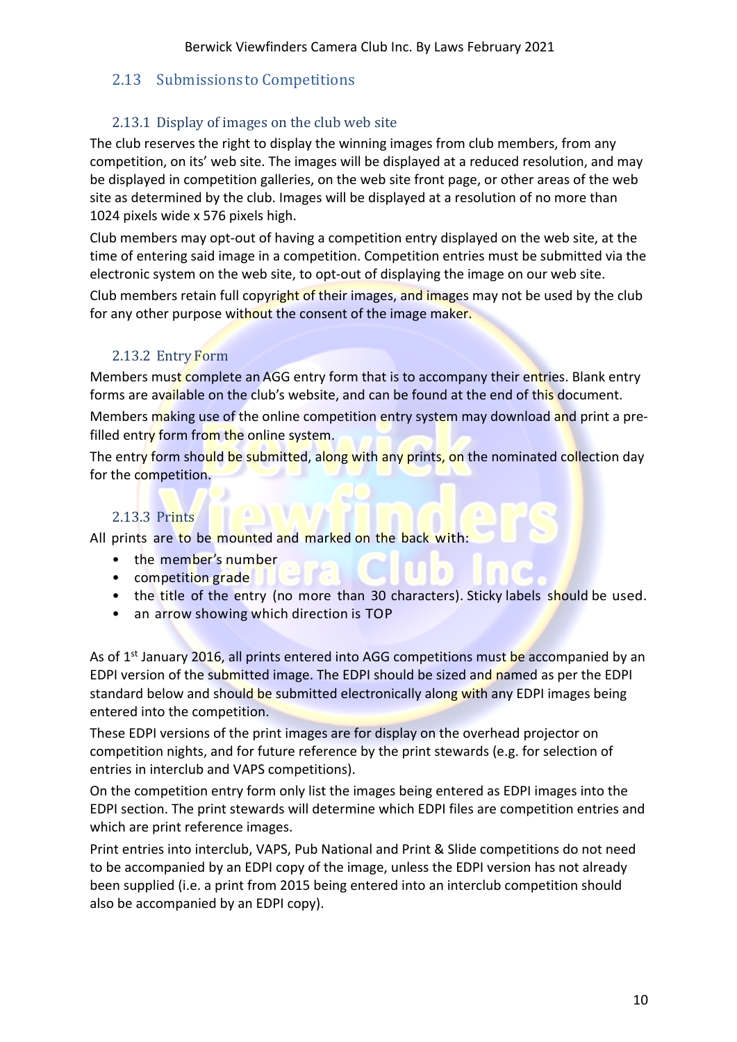## 2.13 Submissions to Competitions

### 2.13.1 Display of images on the club web site

The club reserves the right to display the winning images from club members, from any competition, on its' web site. The images will be displayed at a reduced resolution, and may be displayed in competition galleries, on the web site front page, or other areas of the web site as determined by the club. Images will be displayed at a resolution of no more than 1024 pixels wide x 576 pixels high.

Club members may opt-out of having a competition entry displayed on the web site, at the time of entering said image in a competition. Competition entries must be submitted via the electronic system on the web site, to opt-out of displaying the image on our web site.

Club members retain full copyright of their images, and images may not be used by the club for any other purpose without the consent of the image maker.

### 2.13.2 Entry Form

Members must complete an AGG entry form that is to accompany their entries. Blank entry forms are available on the club's website, and can be found at the end of this document.

Members making use of the online competition entry system may download and print a pre-filled entry form from the online system.

The entry form should be submitted, along with any prints, on the nominated collection day for the competition.

### 2.13.3 Prints

All prints are to be mounted and marked on the back with:

- the member's number
- competition grade
- the title of the entry (no more than 30 characters). Sticky labels should be used.
- an arrow showing which direction is TOP

As of 1st January 2016, all prints entered into AGG competitions must be accompanied by an EDPI version of the submitted image. The EDPI should be sized and named as per the EDPI standard below and should be submitted electronically along with any EDPI images being entered into the competition.

These EDPI versions of the print images are for display on the overhead projector on competition nights, and for future reference by the print stewards (e.g. for selection of entries in interclub and VAPS competitions).

On the competition entry form only list the images being entered as EDPI images into the EDPI section. The print stewards will determine which EDPI files are competition entries and which are print reference images.

Print entries into interclub, VAPS, Pub National and Print & Slide competitions do not need to be accompanied by an EDPI copy of the image, unless the EDPI version has not already been supplied (i.e. a print from 2015 being entered into an interclub competition should also be accompanied by an EDPI copy).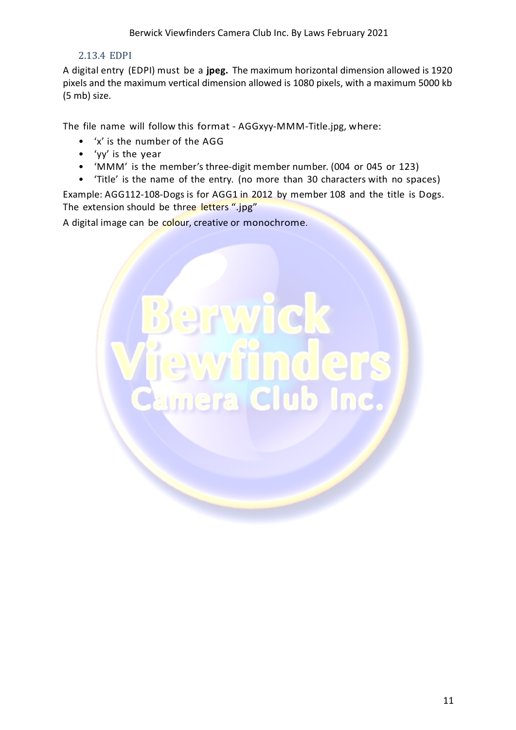#### 2.13.4 EDPI

A digital entry (EDPI) must be a **jpeg.** The maximum horizontal dimension allowed is 1920 pixels and the maximum vertical dimension allowed is 1080 pixels, with a maximum 5000 kb (5 mb) size.

The file name will follow this format - AGGxyy-MMM-Title.jpg, where:

- 'x' is the number of the AGG
- 'yy' is the year
- 'MMM' is the member's three-digit member number. (004 or 045 or 123)
- 'Title' is the name of the entry. (no more than 30 characters with no spaces)

Example: AGG112-108-Dogs is for AGG1 in 2012 by member 108 and the title is Dogs. The extension should be three letters ".jpg"

A digital image can be colour, creative or monochrome.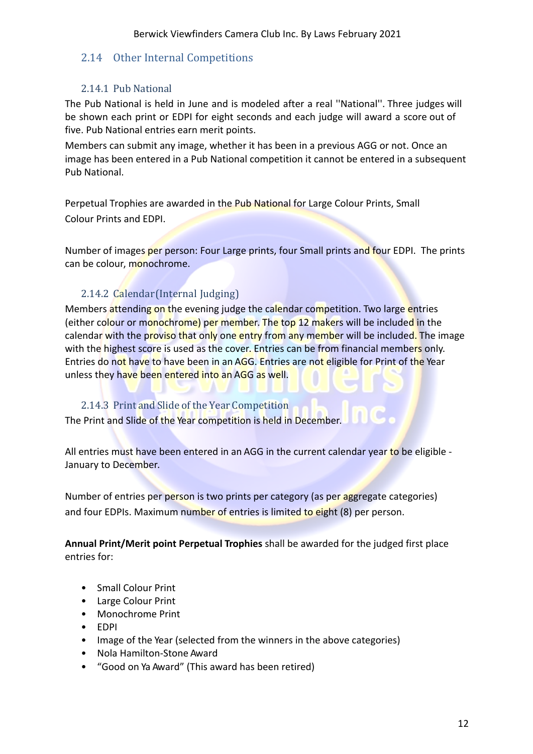## 2.14 Other Internal Competitions

### 2.14.1 Pub National

The Pub National is held in June and is modeled after a real ''National''. Three judges will be shown each print or EDPI for eight seconds and each judge will award a score out of five. Pub National entries earn merit points.

Members can submit any image, whether it has been in a previous AGG or not. Once an image has been entered in a Pub National competition it cannot be entered in a subsequent Pub National.

Perpetual Trophies are awarded in the Pub National for Large Colour Prints, Small Colour Prints and EDPI.

Number of images per person: Four Large prints, four Small prints and four EDPI. The prints can be colour, monochrome.

### 2.14.2 Calendar(Internal Judging)

Members attending on the evening judge the calendar competition. Two large entries (either colour or monochrome) per member. The top 12 makers will be included in the calendar with the proviso that only one entry from any member will be included. The image with the highest score is used as the cover. Entries can be from financial members only. Entries do not have to have been in an AGG. Entries are not eligible for Print of the Year unless they have been entered into an AGG as well.

### 2.14.3 Print and Slide of the Year Competition

The Print and Slide of the Year competition is held in December.

All entries must have been entered in an AGG in the current calendar year to be eligible - January to December.

Number of entries per person is two prints per category (as per aggregate categories) and four EDPIs. Maximum number of entries is limited to eight (8) per person.

**Annual Print/Merit point Perpetual Trophies** shall be awarded for the judged first place entries for:

- Small Colour Print
- Large Colour Print
- Monochrome Print
- EDPI
- Image of the Year (selected from the winners in the above categories)
- Nola Hamilton-Stone Award
- “Good on Ya Award” (This award has been retired)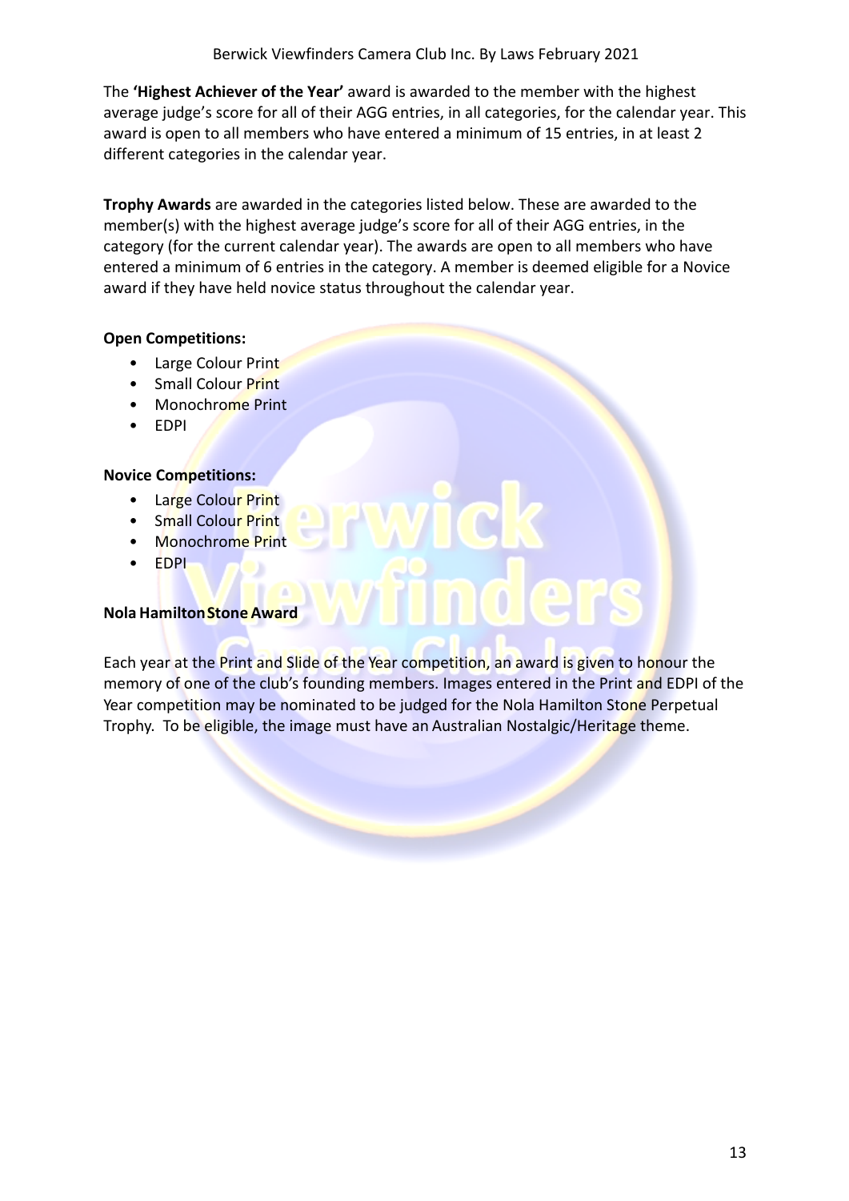The **'Highest Achiever of the Year'** award is awarded to the member with the highest average judge's score for all of their AGG entries, in all categories, for the calendar year. This award is open to all members who have entered a minimum of 15 entries, in at least 2 different categories in the calendar year.

**Trophy Awards** are awarded in the categories listed below. These are awarded to the member(s) with the highest average judge's score for all of their AGG entries, in the category (for the current calendar year). The awards are open to all members who have entered a minimum of 6 entries in the category. A member is deemed eligible for a Novice award if they have held novice status throughout the calendar year.

**Open Competitions:**

- Large Colour Print
- Small Colour Print
- Monochrome Print
- EDPI

**Novice Competitions:**

- Large Colour Print
- Small Colour Print
- Monochrome Print
- EDPI

**Nola Hamilton Stone Award**

Each year at the Print and Slide of the Year competition, an award is given to honour the memory of one of the club's founding members. Images entered in the Print and EDPI of the Year competition may be nominated to be judged for the Nola Hamilton Stone Perpetual Trophy. To be eligible, the image must have an Australian Nostalgic/Heritage theme.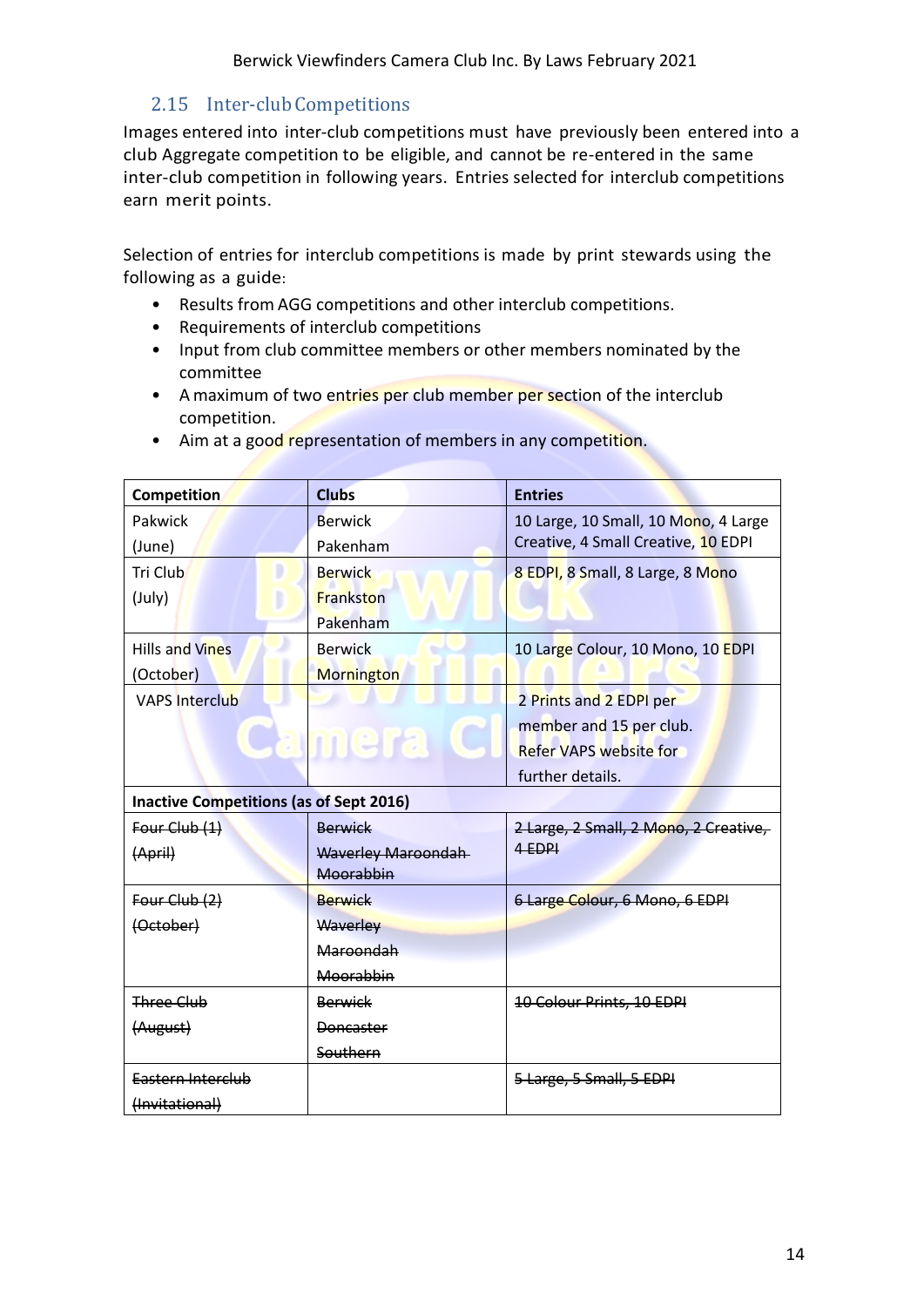## 2.15 Inter-club Competitions

Images entered into inter-club competitions must have previously been entered into a club Aggregate competition to be eligible, and cannot be re-entered in the same inter-club competition in following years. Entries selected for interclub competitions earn merit points.

Selection of entries for interclub competitions is made by print stewards using the following as a guide:

- Results from AGG competitions and other interclub competitions.
- Requirements of interclub competitions
- Input from club committee members or other members nominated by the committee
- A maximum of two entries per club member per section of the interclub competition.
- Aim at a good representation of members in any competition.

| Competition | Clubs | Entries |
|---|---|---|
| Pakwick (June) | Berwick Pakenham | 10 Large, 10 Small, 10 Mono, 4 Large Creative, 4 Small Creative, 10 EDPI |
| Tri Club (July) | Berwick Frankston Pakenham | 8 EDPI, 8 Small, 8 Large, 8 Mono |
| Hills and Vines (October) | Berwick Mornington | 10 Large Colour, 10 Mono, 10 EDPI |
| VAPS Interclub | | 2 Prints and 2 EDPI per member and 15 per club. Refer VAPS website for further details. |
| **Inactive Competitions (as of Sept 2016)** | | |
| ~~Four Club (1) (April)~~ | ~~Berwick Waverley Maroondah Moorabbin~~ | ~~2 Large, 2 Small, 2 Mono, 2 Creative, 4 EDPI~~ |
| ~~Four Club (2) (October)~~ | ~~Berwick Waverley Maroondah Moorabbin~~ | ~~6 Large Colour, 6 Mono, 6 EDPI~~ |
| ~~Three Club (August)~~ | ~~Berwick Doncaster Southern~~ | ~~10 Colour Prints, 10 EDPI~~ |
| ~~Eastern Interclub (Invitational)~~ | | ~~5 Large, 5 Small, 5 EDPI~~ |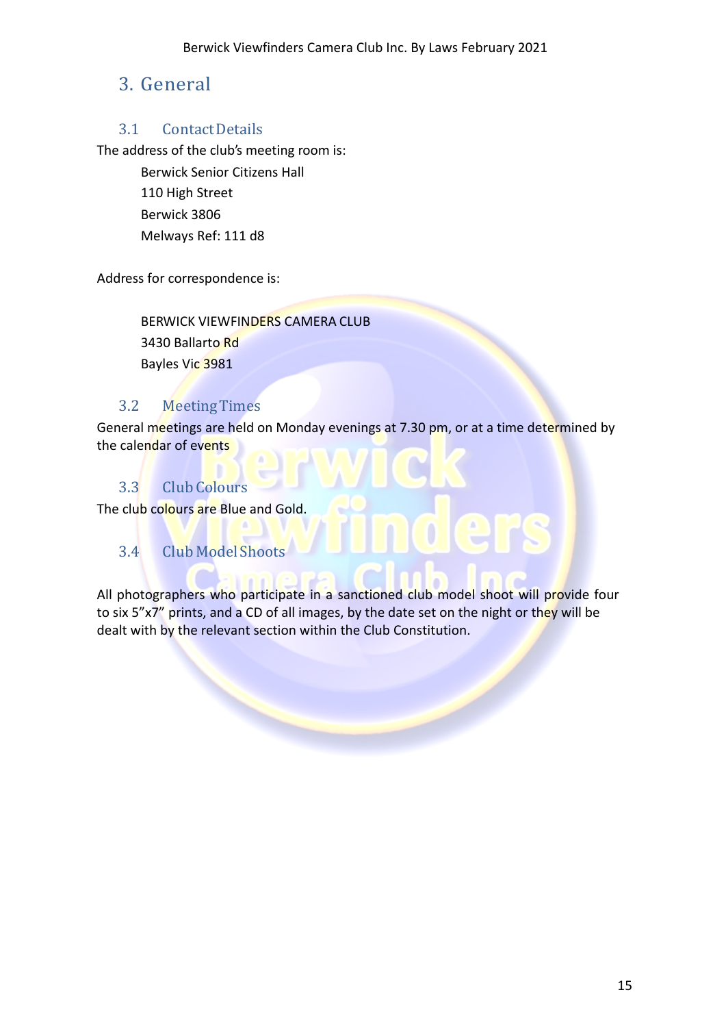# 3. General

## 3.1 Contact Details

The address of the club's meeting room is:

Berwick Senior Citizens Hall
110 High Street
Berwick 3806
Melways Ref: 111 d8

Address for correspondence is:

BERWICK VIEWFINDERS CAMERA CLUB
3430 Ballarto Rd
Bayles Vic 3981

## 3.2 Meeting Times

General meetings are held on Monday evenings at 7.30 pm, or at a time determined by the calendar of events

## 3.3 Club Colours

The club colours are Blue and Gold.

## 3.4 Club Model Shoots

All photographers who participate in a sanctioned club model shoot will provide four to six 5"x7" prints, and a CD of all images, by the date set on the night or they will be dealt with by the relevant section within the Club Constitution.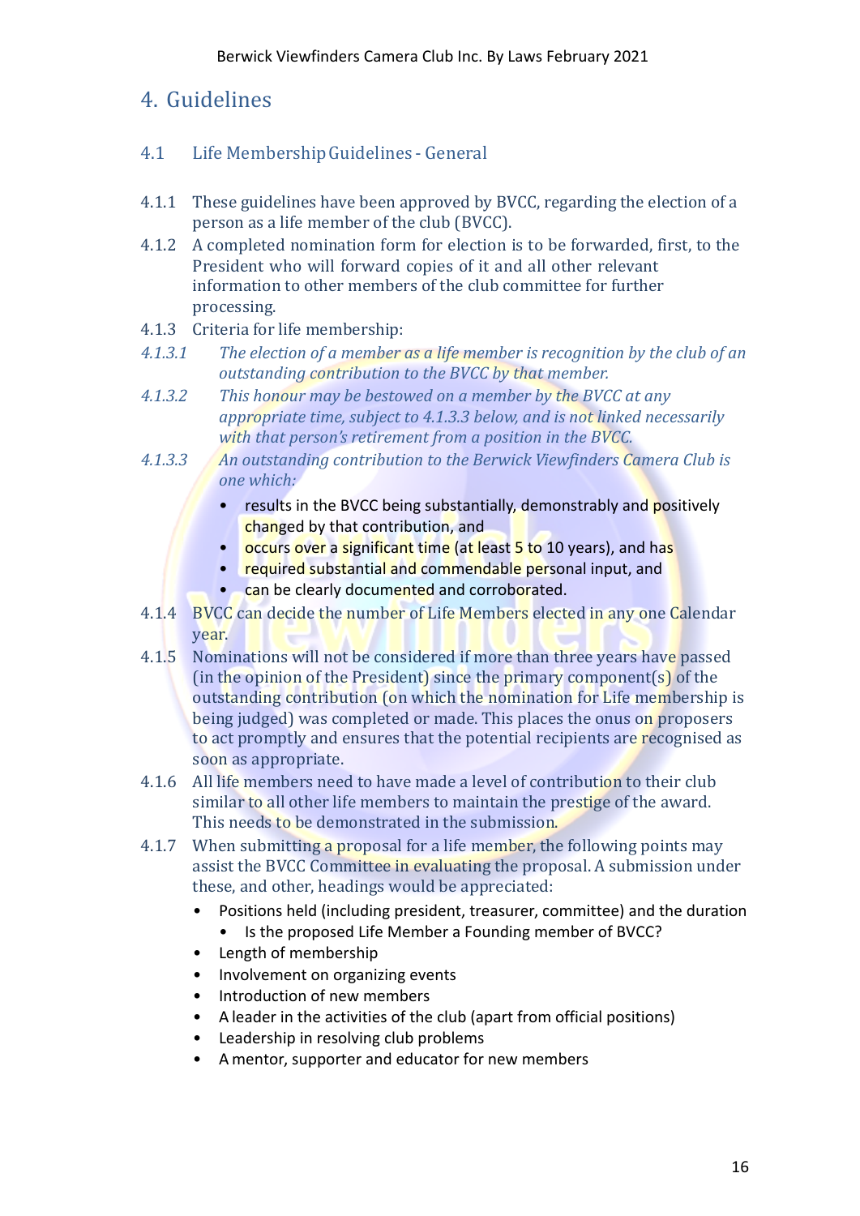# 4. Guidelines

## 4.1 Life Membership Guidelines - General

4.1.1 These guidelines have been approved by BVCC, regarding the election of a person as a life member of the club (BVCC).

4.1.2 A completed nomination form for election is to be forwarded, first, to the President who will forward copies of it and all other relevant information to other members of the club committee for further processing.

4.1.3 Criteria for life membership:

*4.1.3.1 The election of a member as a life member is recognition by the club of an outstanding contribution to the BVCC by that member.*

*4.1.3.2 This honour may be bestowed on a member by the BVCC at any appropriate time, subject to 4.1.3.3 below, and is not linked necessarily with that person's retirement from a position in the BVCC.*

*4.1.3.3 An outstanding contribution to the Berwick Viewfinders Camera Club is one which:*

- results in the BVCC being substantially, demonstrably and positively changed by that contribution, and
- occurs over a significant time (at least 5 to 10 years), and has
- required substantial and commendable personal input, and
- can be clearly documented and corroborated.

4.1.4 BVCC can decide the number of Life Members elected in any one Calendar year.

4.1.5 Nominations will not be considered if more than three years have passed (in the opinion of the President) since the primary component(s) of the outstanding contribution (on which the nomination for Life membership is being judged) was completed or made. This places the onus on proposers to act promptly and ensures that the potential recipients are recognised as soon as appropriate.

4.1.6 All life members need to have made a level of contribution to their club similar to all other life members to maintain the prestige of the award. This needs to be demonstrated in the submission.

4.1.7 When submitting a proposal for a life member, the following points may assist the BVCC Committee in evaluating the proposal. A submission under these, and other, headings would be appreciated:

- Positions held (including president, treasurer, committee) and the duration
  - Is the proposed Life Member a Founding member of BVCC?
- Length of membership
- Involvement on organizing events
- Introduction of new members
- A leader in the activities of the club (apart from official positions)
- Leadership in resolving club problems
- A mentor, supporter and educator for new members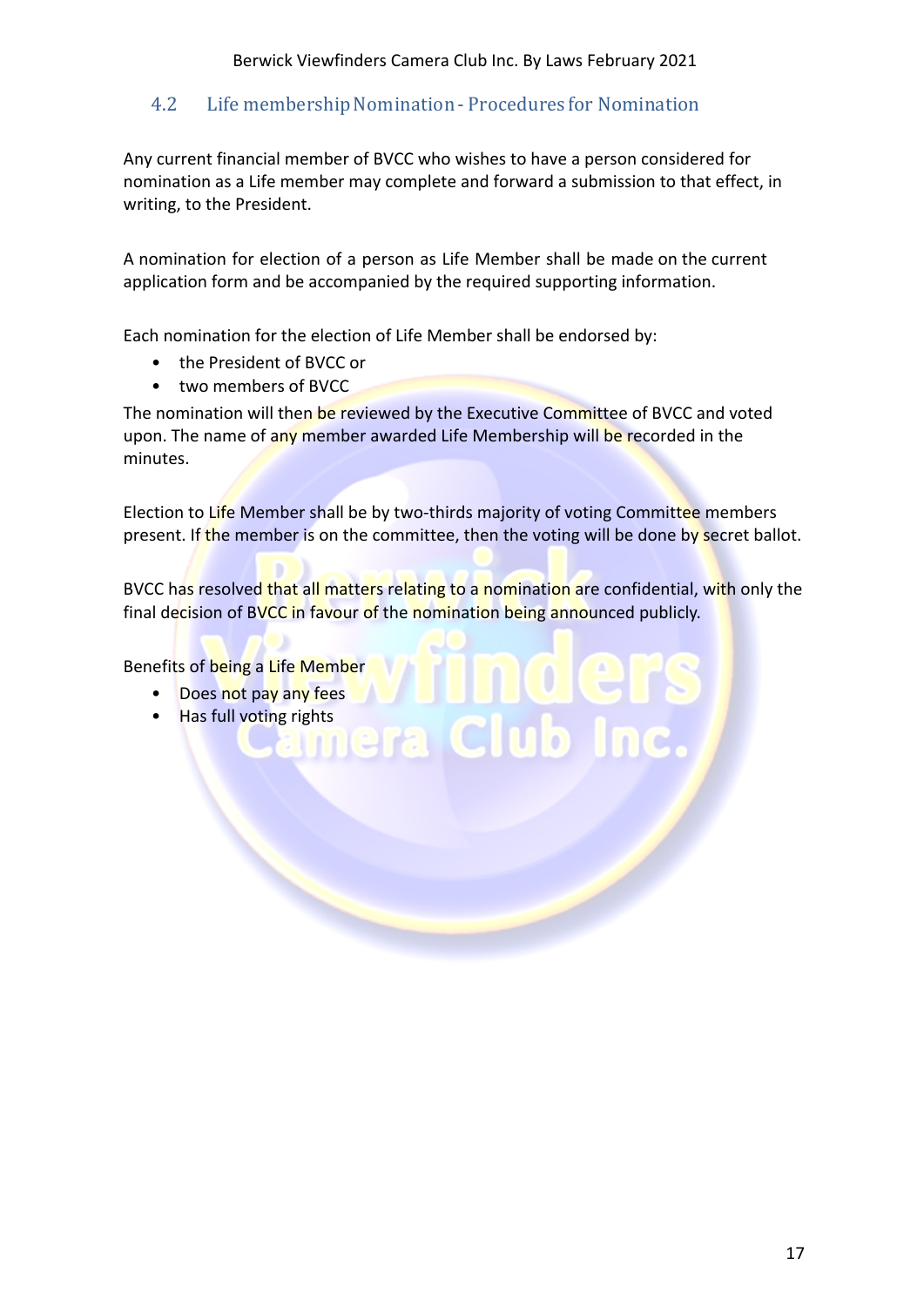## 4.2 Life membership Nomination - Procedures for Nomination

Any current financial member of BVCC who wishes to have a person considered for nomination as a Life member may complete and forward a submission to that effect, in writing, to the President.

A nomination for election of a person as Life Member shall be made on the current application form and be accompanied by the required supporting information.

Each nomination for the election of Life Member shall be endorsed by:

- the President of BVCC or
- two members of BVCC

The nomination will then be reviewed by the Executive Committee of BVCC and voted upon. The name of any member awarded Life Membership will be recorded in the minutes.

Election to Life Member shall be by two-thirds majority of voting Committee members present. If the member is on the committee, then the voting will be done by secret ballot.

BVCC has resolved that all matters relating to a nomination are confidential, with only the final decision of BVCC in favour of the nomination being announced publicly.

Benefits of being a Life Member

- Does not pay any fees
- Has full voting rights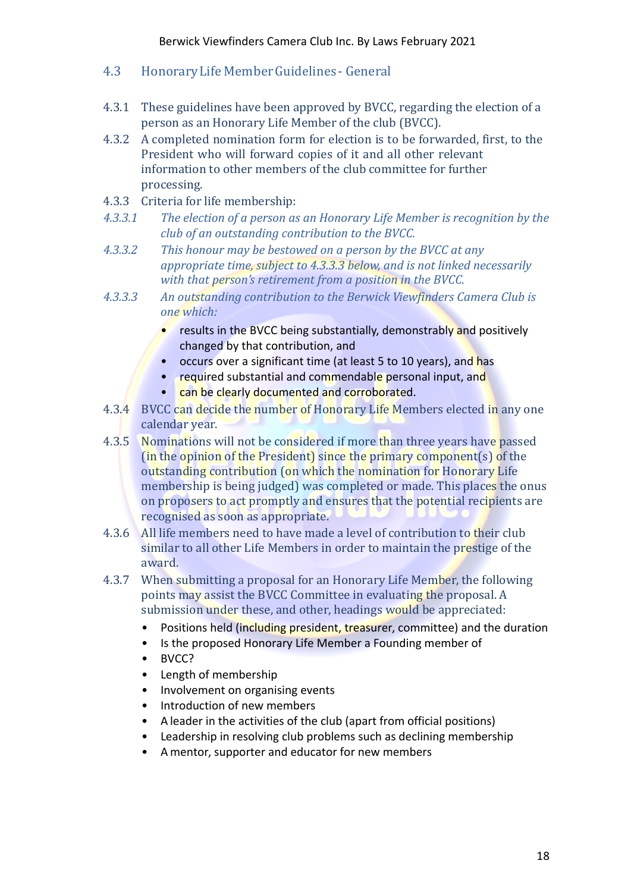## 4.3 Honorary Life Member Guidelines - General

4.3.1 These guidelines have been approved by BVCC, regarding the election of a person as an Honorary Life Member of the club (BVCC).

4.3.2 A completed nomination form for election is to be forwarded, first, to the President who will forward copies of it and all other relevant information to other members of the club committee for further processing.

4.3.3 Criteria for life membership:

*4.3.3.1 The election of a person as an Honorary Life Member is recognition by the club of an outstanding contribution to the BVCC.*

*4.3.3.2 This honour may be bestowed on a person by the BVCC at any appropriate time, subject to 4.3.3.3 below, and is not linked necessarily with that person's retirement from a position in the BVCC.*

*4.3.3.3 An outstanding contribution to the Berwick Viewfinders Camera Club is one which:*

- results in the BVCC being substantially, demonstrably and positively changed by that contribution, and
- occurs over a significant time (at least 5 to 10 years), and has
- required substantial and commendable personal input, and
- can be clearly documented and corroborated.

4.3.4 BVCC can decide the number of Honorary Life Members elected in any one calendar year.

4.3.5 Nominations will not be considered if more than three years have passed (in the opinion of the President) since the primary component(s) of the outstanding contribution (on which the nomination for Honorary Life membership is being judged) was completed or made. This places the onus on proposers to act promptly and ensures that the potential recipients are recognised as soon as appropriate.

4.3.6 All life members need to have made a level of contribution to their club similar to all other Life Members in order to maintain the prestige of the award.

4.3.7 When submitting a proposal for an Honorary Life Member, the following points may assist the BVCC Committee in evaluating the proposal. A submission under these, and other, headings would be appreciated:

- Positions held (including president, treasurer, committee) and the duration
- Is the proposed Honorary Life Member a Founding member of
- BVCC?
- Length of membership
- Involvement on organising events
- Introduction of new members
- A leader in the activities of the club (apart from official positions)
- Leadership in resolving club problems such as declining membership
- A mentor, supporter and educator for new members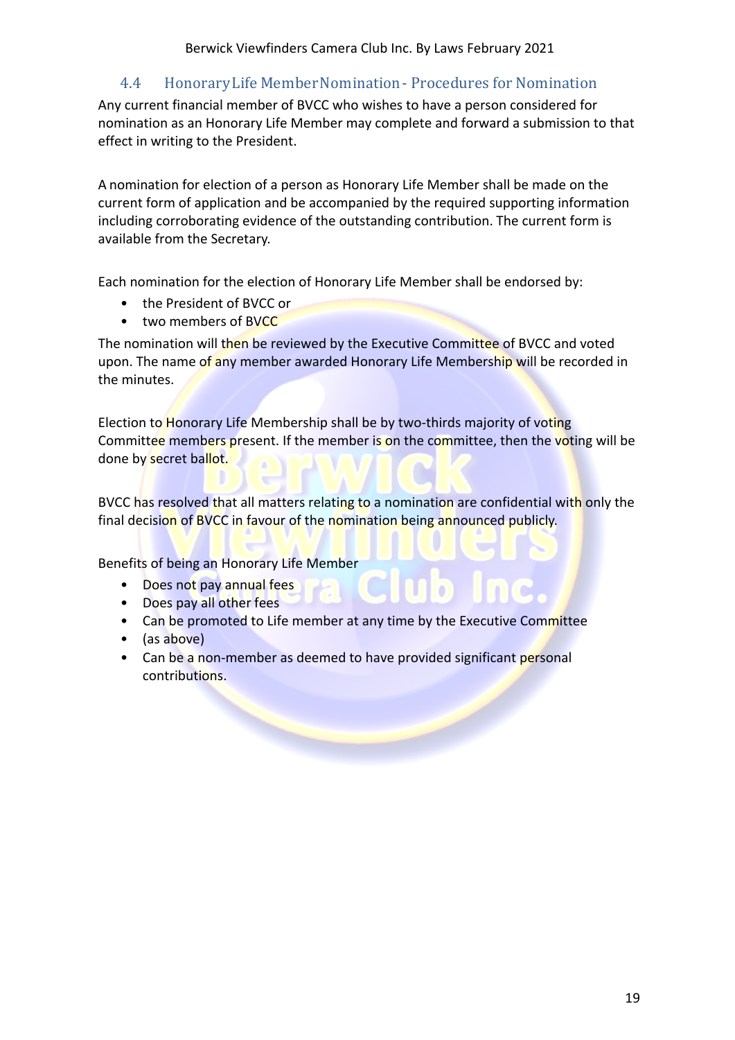## 4.4 Honorary Life Member Nomination - Procedures for Nomination

Any current financial member of BVCC who wishes to have a person considered for nomination as an Honorary Life Member may complete and forward a submission to that effect in writing to the President.

A nomination for election of a person as Honorary Life Member shall be made on the current form of application and be accompanied by the required supporting information including corroborating evidence of the outstanding contribution. The current form is available from the Secretary.

Each nomination for the election of Honorary Life Member shall be endorsed by:

- the President of BVCC or
- two members of BVCC

The nomination will then be reviewed by the Executive Committee of BVCC and voted upon. The name of any member awarded Honorary Life Membership will be recorded in the minutes.

Election to Honorary Life Membership shall be by two-thirds majority of voting Committee members present. If the member is on the committee, then the voting will be done by secret ballot.

BVCC has resolved that all matters relating to a nomination are confidential with only the final decision of BVCC in favour of the nomination being announced publicly.

Benefits of being an Honorary Life Member

- Does not pay annual fees
- Does pay all other fees
- Can be promoted to Life member at any time by the Executive Committee
- (as above)
- Can be a non-member as deemed to have provided significant personal contributions.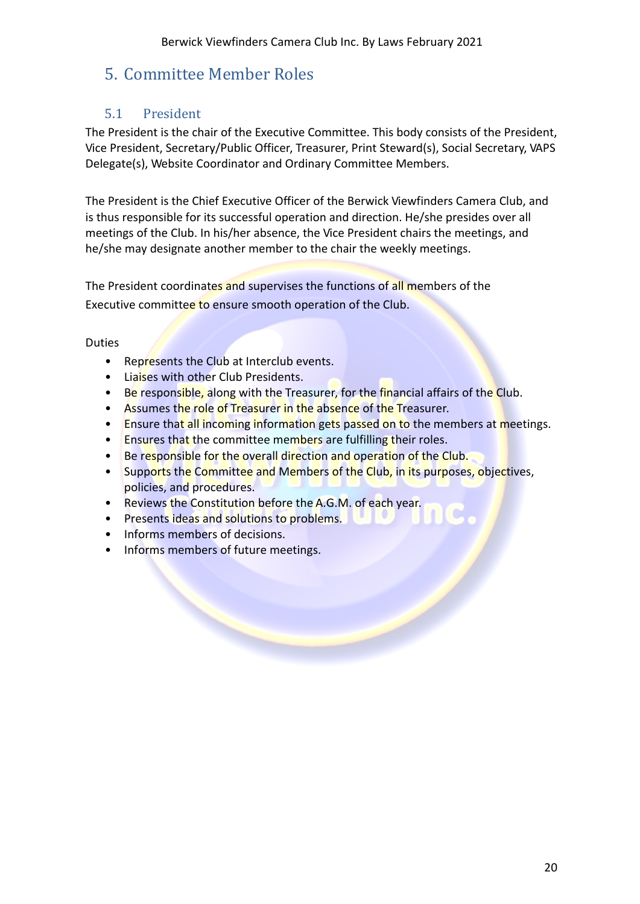# 5. Committee Member Roles

## 5.1 President

The President is the chair of the Executive Committee. This body consists of the President, Vice President, Secretary/Public Officer, Treasurer, Print Steward(s), Social Secretary, VAPS Delegate(s), Website Coordinator and Ordinary Committee Members.

The President is the Chief Executive Officer of the Berwick Viewfinders Camera Club, and is thus responsible for its successful operation and direction. He/she presides over all meetings of the Club. In his/her absence, the Vice President chairs the meetings, and he/she may designate another member to the chair the weekly meetings.

The President coordinates and supervises the functions of all members of the Executive committee to ensure smooth operation of the Club.

Duties

- Represents the Club at Interclub events.
- Liaises with other Club Presidents.
- Be responsible, along with the Treasurer, for the financial affairs of the Club.
- Assumes the role of Treasurer in the absence of the Treasurer.
- Ensure that all incoming information gets passed on to the members at meetings.
- Ensures that the committee members are fulfilling their roles.
- Be responsible for the overall direction and operation of the Club.
- Supports the Committee and Members of the Club, in its purposes, objectives, policies, and procedures.
- Reviews the Constitution before the A.G.M. of each year.
- Presents ideas and solutions to problems.
- Informs members of decisions.
- Informs members of future meetings.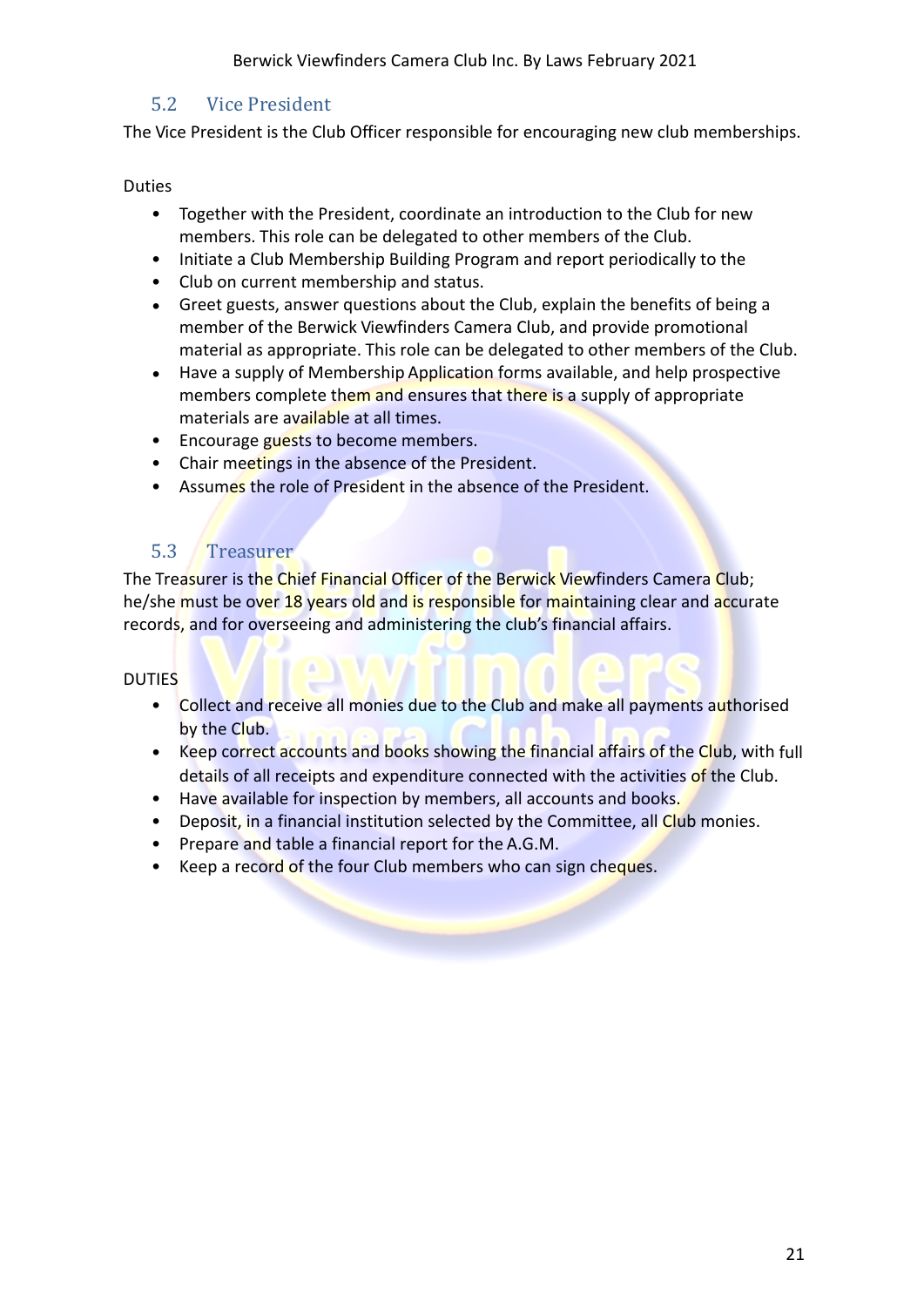## 5.2 Vice President

The Vice President is the Club Officer responsible for encouraging new club memberships.

Duties

- Together with the President, coordinate an introduction to the Club for new members. This role can be delegated to other members of the Club.
- Initiate a Club Membership Building Program and report periodically to the
- Club on current membership and status.
- Greet guests, answer questions about the Club, explain the benefits of being a member of the Berwick Viewfinders Camera Club, and provide promotional material as appropriate. This role can be delegated to other members of the Club.
- Have a supply of Membership Application forms available, and help prospective members complete them and ensures that there is a supply of appropriate materials are available at all times.
- Encourage guests to become members.
- Chair meetings in the absence of the President.
- Assumes the role of President in the absence of the President.

## 5.3 Treasurer

The Treasurer is the Chief Financial Officer of the Berwick Viewfinders Camera Club; he/she must be over 18 years old and is responsible for maintaining clear and accurate records, and for overseeing and administering the club's financial affairs.

DUTIES

- Collect and receive all monies due to the Club and make all payments authorised by the Club.
- Keep correct accounts and books showing the financial affairs of the Club, with full details of all receipts and expenditure connected with the activities of the Club.
- Have available for inspection by members, all accounts and books.
- Deposit, in a financial institution selected by the Committee, all Club monies.
- Prepare and table a financial report for the A.G.M.
- Keep a record of the four Club members who can sign cheques.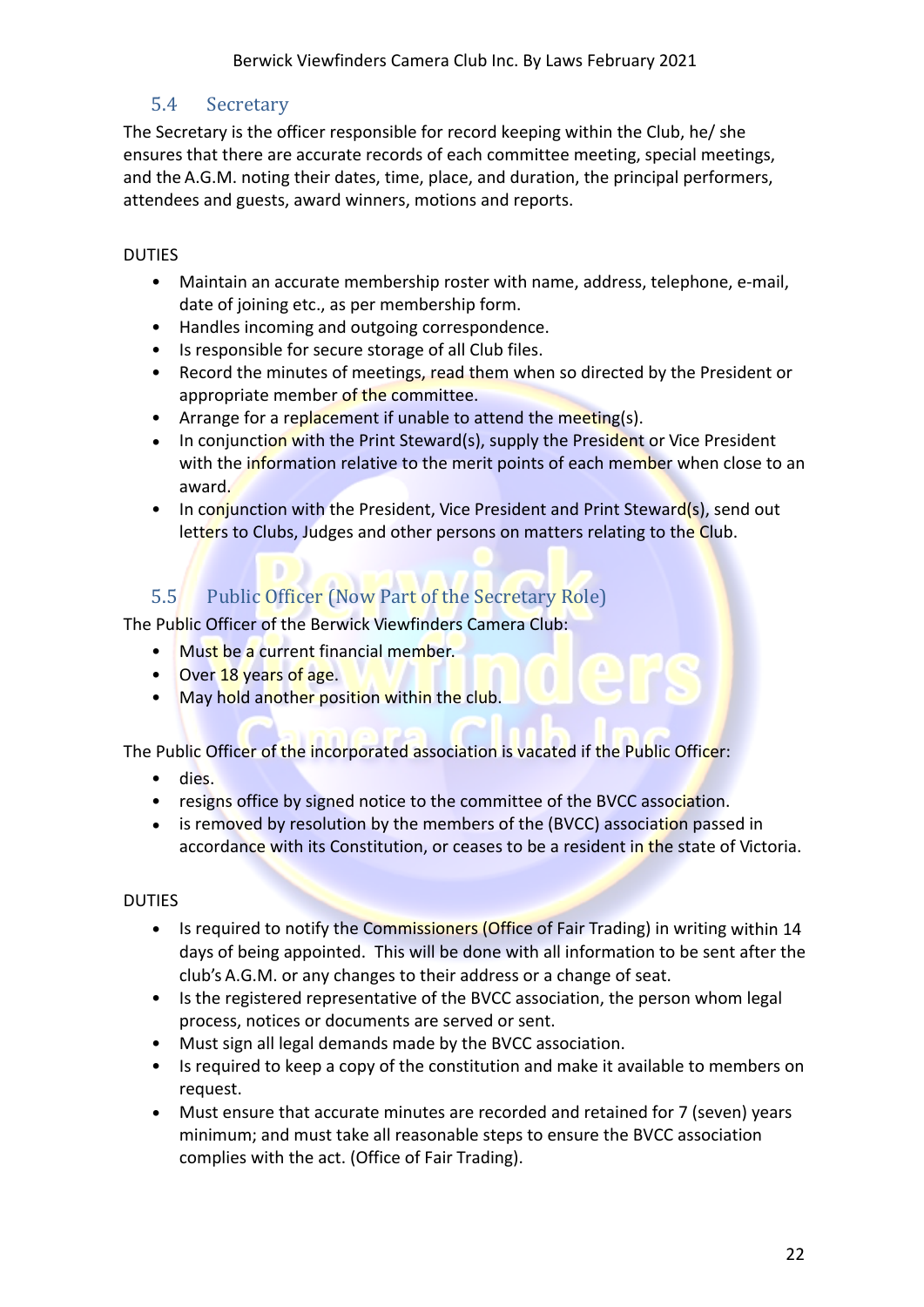## 5.4 Secretary

The Secretary is the officer responsible for record keeping within the Club, he/ she ensures that there are accurate records of each committee meeting, special meetings, and the A.G.M. noting their dates, time, place, and duration, the principal performers, attendees and guests, award winners, motions and reports.

DUTIES

- Maintain an accurate membership roster with name, address, telephone, e-mail, date of joining etc., as per membership form.
- Handles incoming and outgoing correspondence.
- Is responsible for secure storage of all Club files.
- Record the minutes of meetings, read them when so directed by the President or appropriate member of the committee.
- Arrange for a replacement if unable to attend the meeting(s).
- In conjunction with the Print Steward(s), supply the President or Vice President with the information relative to the merit points of each member when close to an award.
- In conjunction with the President, Vice President and Print Steward(s), send out letters to Clubs, Judges and other persons on matters relating to the Club.

## 5.5 Public Officer (Now Part of the Secretary Role)

The Public Officer of the Berwick Viewfinders Camera Club:

- Must be a current financial member.
- Over 18 years of age.
- May hold another position within the club.

The Public Officer of the incorporated association is vacated if the Public Officer:

- dies.
- resigns office by signed notice to the committee of the BVCC association.
- is removed by resolution by the members of the (BVCC) association passed in accordance with its Constitution, or ceases to be a resident in the state of Victoria.

DUTIES

- Is required to notify the Commissioners (Office of Fair Trading) in writing within 14 days of being appointed. This will be done with all information to be sent after the club's A.G.M. or any changes to their address or a change of seat.
- Is the registered representative of the BVCC association, the person whom legal process, notices or documents are served or sent.
- Must sign all legal demands made by the BVCC association.
- Is required to keep a copy of the constitution and make it available to members on request.
- Must ensure that accurate minutes are recorded and retained for 7 (seven) years minimum; and must take all reasonable steps to ensure the BVCC association complies with the act. (Office of Fair Trading).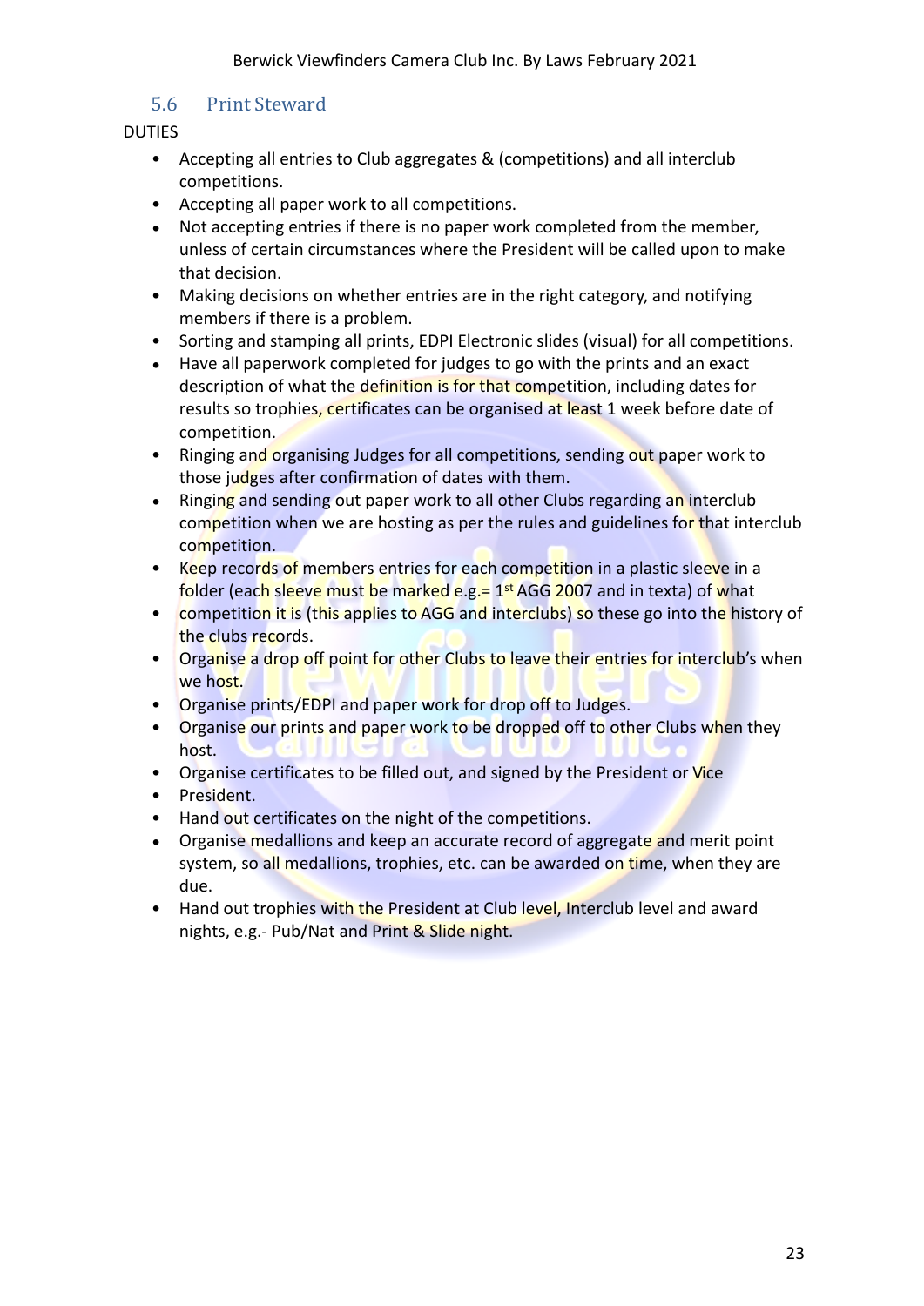## 5.6 Print Steward

DUTIES

- Accepting all entries to Club aggregates & (competitions) and all interclub competitions.
- Accepting all paper work to all competitions.
- Not accepting entries if there is no paper work completed from the member, unless of certain circumstances where the President will be called upon to make that decision.
- Making decisions on whether entries are in the right category, and notifying members if there is a problem.
- Sorting and stamping all prints, EDPI Electronic slides (visual) for all competitions.
- Have all paperwork completed for judges to go with the prints and an exact description of what the definition is for that competition, including dates for results so trophies, certificates can be organised at least 1 week before date of competition.
- Ringing and organising Judges for all competitions, sending out paper work to those judges after confirmation of dates with them.
- Ringing and sending out paper work to all other Clubs regarding an interclub competition when we are hosting as per the rules and guidelines for that interclub competition.
- Keep records of members entries for each competition in a plastic sleeve in a folder (each sleeve must be marked e.g.= 1st AGG 2007 and in texta) of what
- competition it is (this applies to AGG and interclubs) so these go into the history of the clubs records.
- Organise a drop off point for other Clubs to leave their entries for interclub's when we host.
- Organise prints/EDPI and paper work for drop off to Judges.
- Organise our prints and paper work to be dropped off to other Clubs when they host.
- Organise certificates to be filled out, and signed by the President or Vice
- President.
- Hand out certificates on the night of the competitions.
- Organise medallions and keep an accurate record of aggregate and merit point system, so all medallions, trophies, etc. can be awarded on time, when they are due.
- Hand out trophies with the President at Club level, Interclub level and award nights, e.g.- Pub/Nat and Print & Slide night.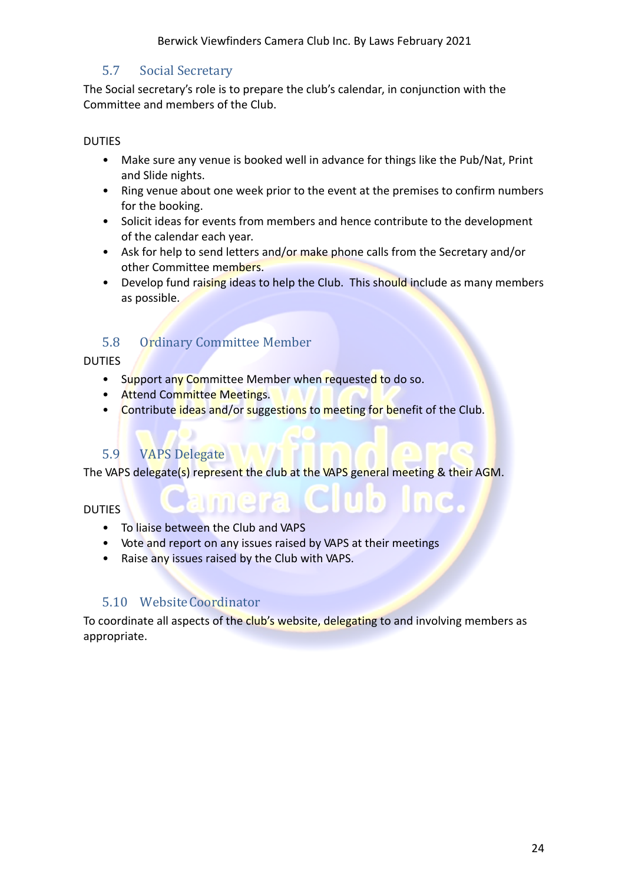## 5.7 Social Secretary

The Social secretary's role is to prepare the club's calendar, in conjunction with the Committee and members of the Club.

DUTIES

- Make sure any venue is booked well in advance for things like the Pub/Nat, Print and Slide nights.
- Ring venue about one week prior to the event at the premises to confirm numbers for the booking.
- Solicit ideas for events from members and hence contribute to the development of the calendar each year.
- Ask for help to send letters and/or make phone calls from the Secretary and/or other Committee members.
- Develop fund raising ideas to help the Club. This should include as many members as possible.

## 5.8 Ordinary Committee Member

DUTIES

- Support any Committee Member when requested to do so.
- Attend Committee Meetings.
- Contribute ideas and/or suggestions to meeting for benefit of the Club.

## 5.9 VAPS Delegate

The VAPS delegate(s) represent the club at the VAPS general meeting & their AGM.

DUTIES

- To liaise between the Club and VAPS
- Vote and report on any issues raised by VAPS at their meetings
- Raise any issues raised by the Club with VAPS.

## 5.10 Website Coordinator

To coordinate all aspects of the club's website, delegating to and involving members as appropriate.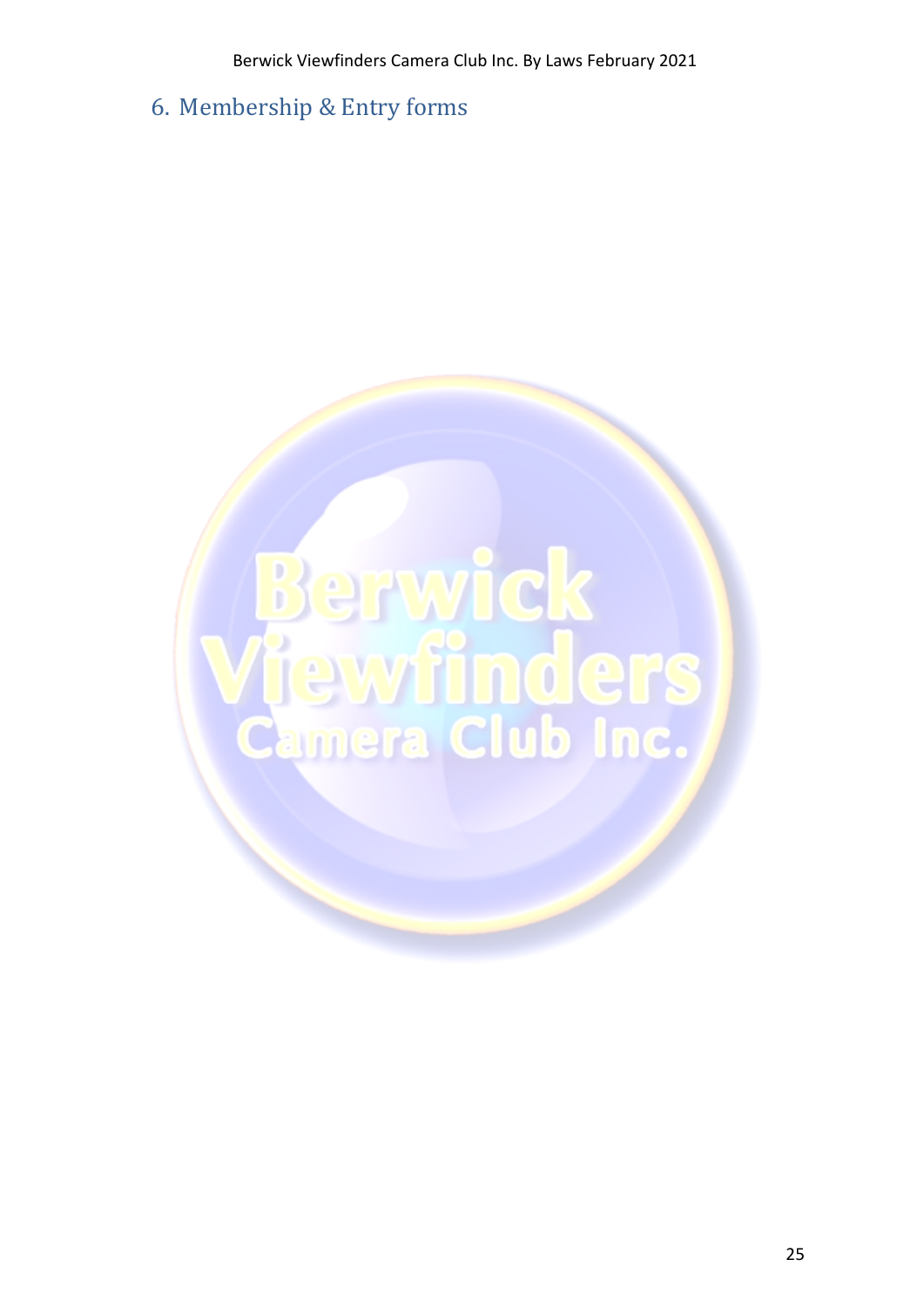## 6. Membership & Entry forms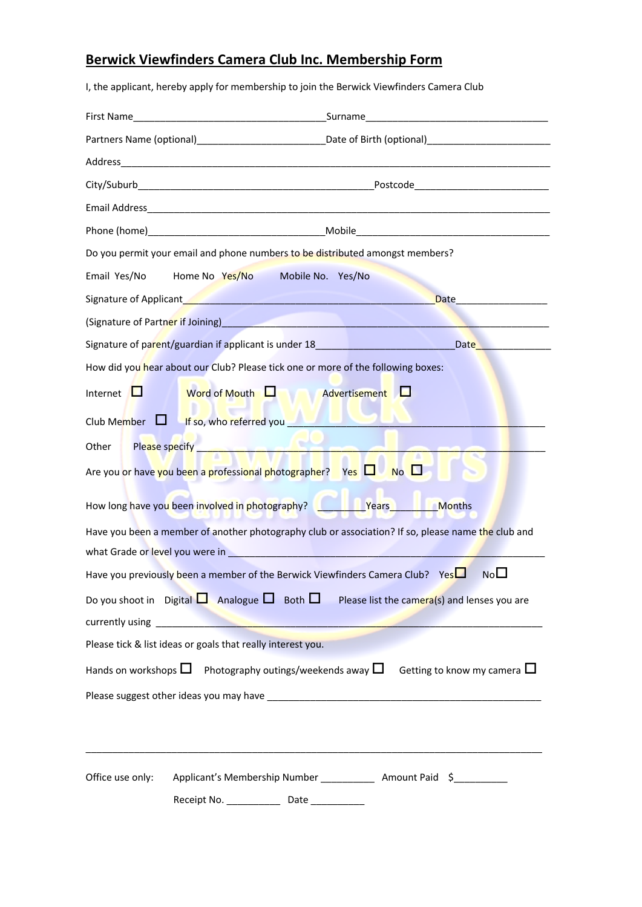# Berwick Viewfinders Camera Club Inc. Membership Form

I, the applicant, hereby apply for membership to join the Berwick Viewfinders Camera Club

First Name_______________________________________Surname__________________________________

Partners Name (optional)______________________Date of Birth (optional)______________________

Address______________________________________________________________________________

City/Suburb_________________________________________Postcode________________________

Email Address_________________________________________________________________________

Phone (home)_______________________________Mobile____________________________________

Do you permit your email and phone numbers to be distributed amongst members?

Email Yes/No Home No Yes/No Mobile No. Yes/No

Signature of Applicant______________________________________________Date________________

(Signature of Partner if Joining)_________________________________________________________

Signature of parent/guardian if applicant is under 18________________________Date____________

How did you hear about our Club? Please tick one or more of the following boxes:

Internet ☐ Word of Mouth ☐ Advertisement ☐

Club Member ☐ If so, who referred you ____________________________________________

Other Please specify ______________________________________________________________

Are you or have you been a professional photographer? Yes ☐ No ☐

How long have you been involved in photography? ________Years________Months

Have you been a member of another photography club or association? If so, please name the club and what Grade or level you were in ________________________________________________________

Have you previously been a member of the Berwick Viewfinders Camera Club? Yes☐ No☐

Do you shoot in Digital ☐ Analogue ☐ Both ☐ Please list the camera(s) and lenses you are currently using ____________________________________________________________________

Please tick & list ideas or goals that really interest you.

Hands on workshops ☐ Photography outings/weekends away ☐ Getting to know my camera ☐

Please suggest other ideas you may have ___________________________________________________

______________________________________________________________________________________

Office use only: Applicant's Membership Number __________ Amount Paid $__________

Receipt No. __________ Date __________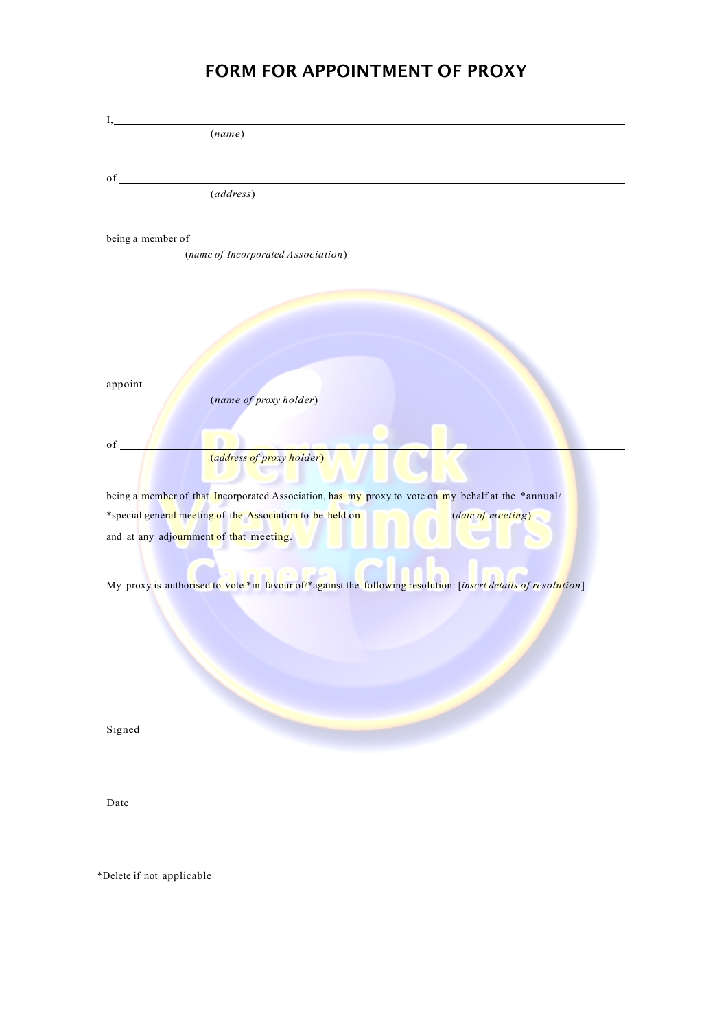# FORM FOR APPOINTMENT OF PROXY

I, ____________________________________________________________
(*name*)

of ____________________________________________________________
(*address*)

being a member of
(*name of Incorporated Association*)

appoint ____________________________________________________________
(*name of proxy holder*)

of ____________________________________________________________
(*address of proxy holder*)

being a member of that Incorporated Association, has my proxy to vote on my behalf at the *annual/ *special general meeting of the Association to be held on ______________ (*date of meeting*) and at any adjournment of that meeting.

My proxy is authorised to vote *in favour of/*against the following resolution: [*insert details of resolution*]

Signed ____________________

Date ____________________

*Delete if not applicable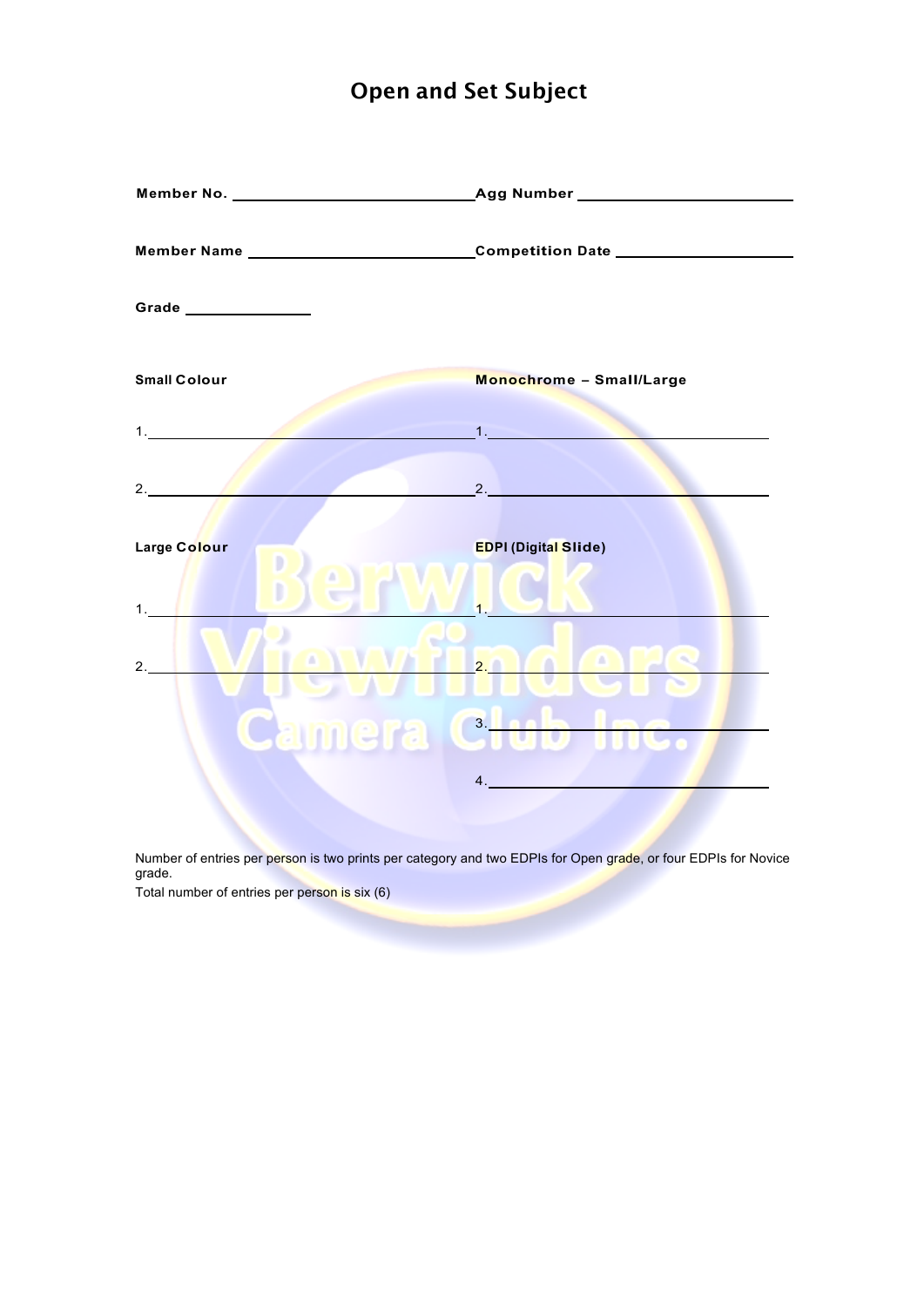# Open and Set Subject

**Member No.** ______________________ **Agg Number** ______________________

**Member Name** ______________________ **Competition Date** ______________________

**Grade** ____________

**Small Colour**

1. ______________________
2. ______________________

**Monochrome – Small/Large**

1. ______________________
2. ______________________

**Large Colour**

1. ______________________
2. ______________________

**EDPI (Digital Slide)**

1. ______________________
2. ______________________
3. ______________________
4. ______________________

Number of entries per person is two prints per category and two EDPIs for Open grade, or four EDPIs for Novice grade.

Total number of entries per person is six (6)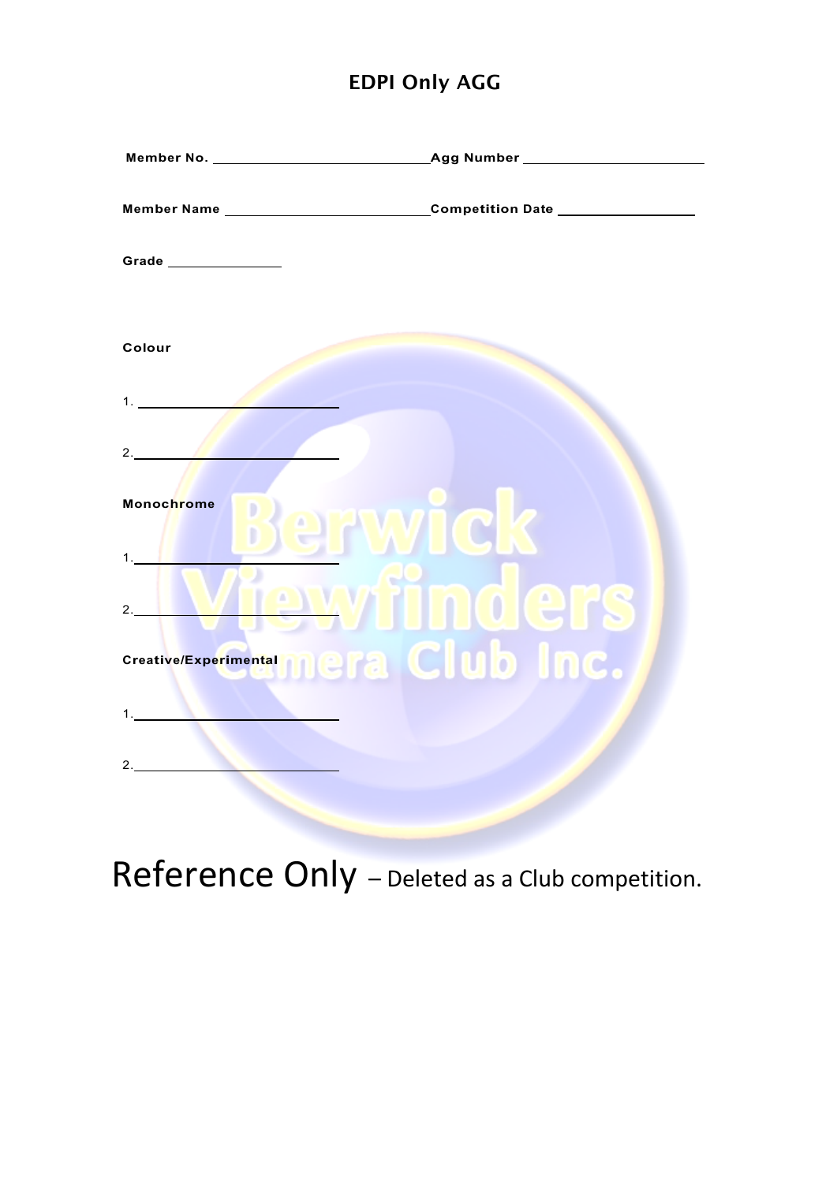# EDPI Only AGG

**Member No.** ____________________ **Agg Number** ____________________

**Member Name** ____________________ **Competition Date** ____________________

**Grade** ______________

**Colour**

1. ____________________

2. ____________________

**Monochrome**

1. ____________________

2. ____________________

**Creative/Experimental**

1. ____________________

2. ____________________

Berwick Viewfinders Camera Club Inc.

Reference Only – Deleted as a Club competition.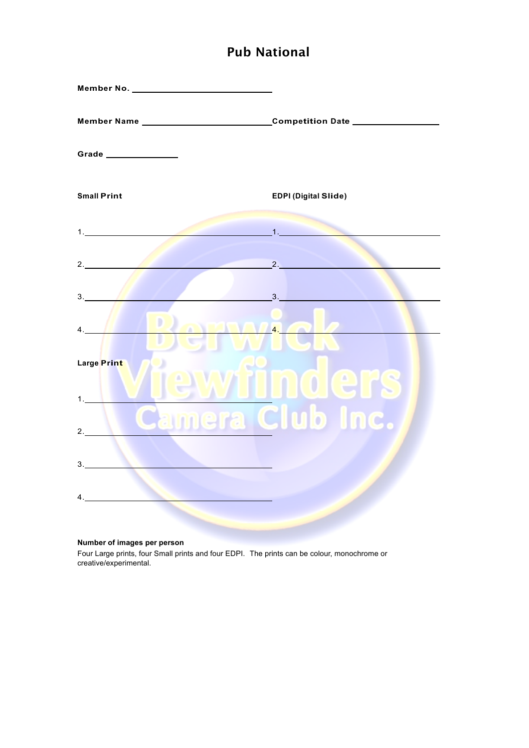# Pub National

**Member No.** ______________________________

**Member Name** ______________________________ **Competition Date** __________________

**Grade** _______________

**Small Print**

1. ______________________________
2. ______________________________
3. ______________________________
4. ______________________________

**EDPI (Digital Slide)**

1. ______________________________
2. ______________________________
3. ______________________________
4. ______________________________

**Large Print**

1. ______________________________
2. ______________________________
3. ______________________________
4. ______________________________

Berwick Viewfinders Camera Club Inc.

**Number of images per person**

Four Large prints, four Small prints and four EDPI. The prints can be colour, monochrome or creative/experimental.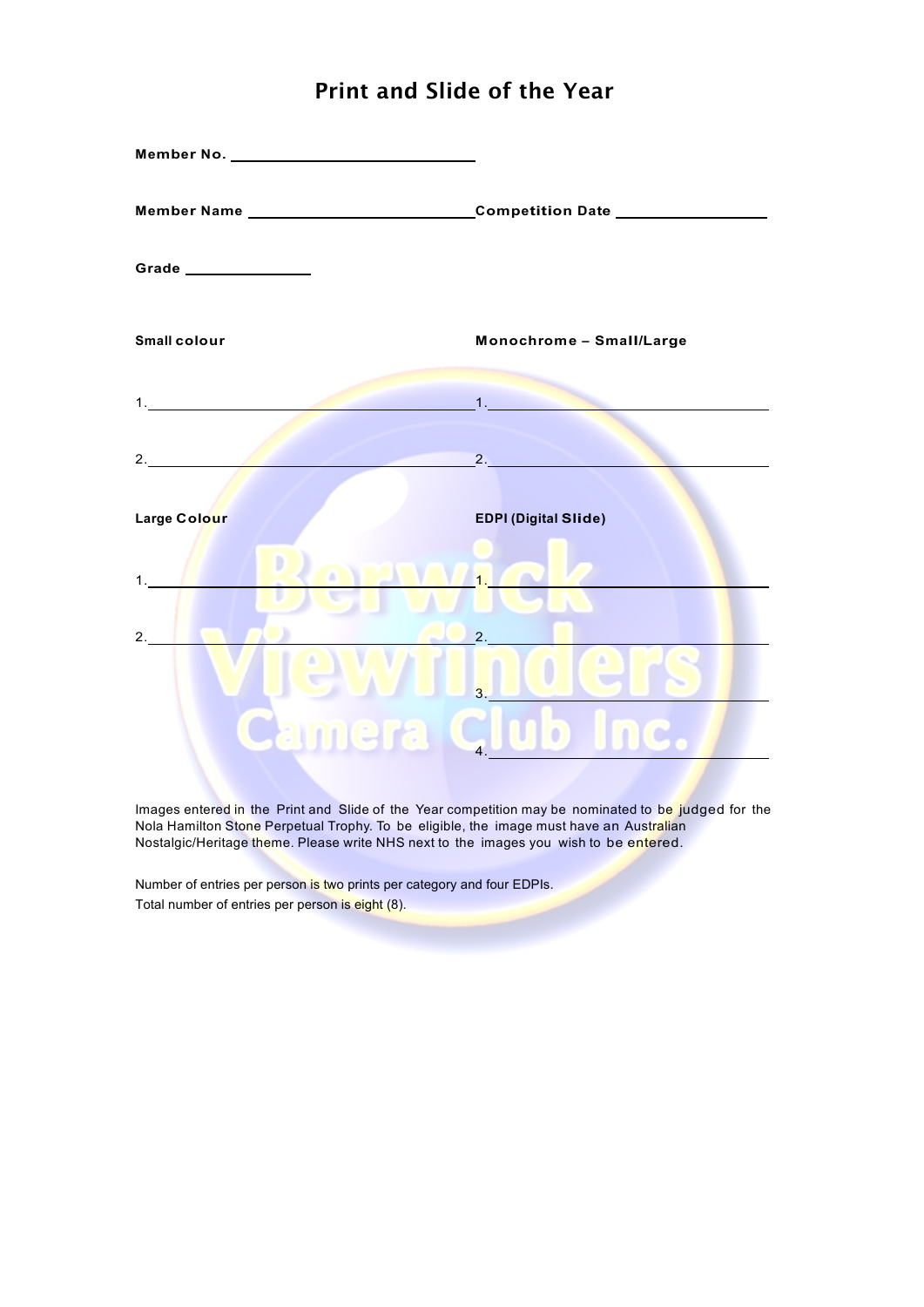# Print and Slide of the Year

**Member No.** \_\_\_\_\_\_\_\_\_\_\_\_\_\_\_\_\_\_\_\_\_\_\_\_\_\_\_\_\_\_

**Member Name** \_\_\_\_\_\_\_\_\_\_\_\_\_\_\_\_\_\_\_\_\_\_\_\_\_\_\_\_ **Competition Date** \_\_\_\_\_\_\_\_\_\_\_\_\_\_\_\_\_\_\_

**Grade** \_\_\_\_\_\_\_\_\_\_\_\_\_\_\_\_

**Small colour**

1. \_\_\_\_\_\_\_\_\_\_\_\_\_\_\_\_\_\_\_\_\_\_\_\_\_\_\_\_\_\_\_\_\_\_\_\_\_\_\_\_
2. \_\_\_\_\_\_\_\_\_\_\_\_\_\_\_\_\_\_\_\_\_\_\_\_\_\_\_\_\_\_\_\_\_\_\_\_\_\_\_\_

**Monochrome – Small/Large**

1. \_\_\_\_\_\_\_\_\_\_\_\_\_\_\_\_\_\_\_\_\_\_\_\_\_\_\_\_\_\_\_\_\_\_\_\_\_\_\_\_
2. \_\_\_\_\_\_\_\_\_\_\_\_\_\_\_\_\_\_\_\_\_\_\_\_\_\_\_\_\_\_\_\_\_\_\_\_\_\_\_\_

**Large Colour**

1. \_\_\_\_\_\_\_\_\_\_\_\_\_\_\_\_\_\_\_\_\_\_\_\_\_\_\_\_\_\_\_\_\_\_\_\_\_\_\_\_
2. \_\_\_\_\_\_\_\_\_\_\_\_\_\_\_\_\_\_\_\_\_\_\_\_\_\_\_\_\_\_\_\_\_\_\_\_\_\_\_\_

**EDPI (Digital Slide)**

1. \_\_\_\_\_\_\_\_\_\_\_\_\_\_\_\_\_\_\_\_\_\_\_\_\_\_\_\_\_\_\_\_\_\_\_\_\_\_\_\_
2. \_\_\_\_\_\_\_\_\_\_\_\_\_\_\_\_\_\_\_\_\_\_\_\_\_\_\_\_\_\_\_\_\_\_\_\_\_\_\_\_
3. \_\_\_\_\_\_\_\_\_\_\_\_\_\_\_\_\_\_\_\_\_\_\_\_\_\_\_\_\_\_\_\_\_\_\_\_\_\_\_\_
4. \_\_\_\_\_\_\_\_\_\_\_\_\_\_\_\_\_\_\_\_\_\_\_\_\_\_\_\_\_\_\_\_\_\_\_\_\_\_\_\_

Images entered in the Print and Slide of the Year competition may be nominated to be judged for the Nola Hamilton Stone Perpetual Trophy. To be eligible, the image must have an Australian Nostalgic/Heritage theme. Please write NHS next to the images you wish to be entered.

Number of entries per person is two prints per category and four EDPIs.
Total number of entries per person is eight (8).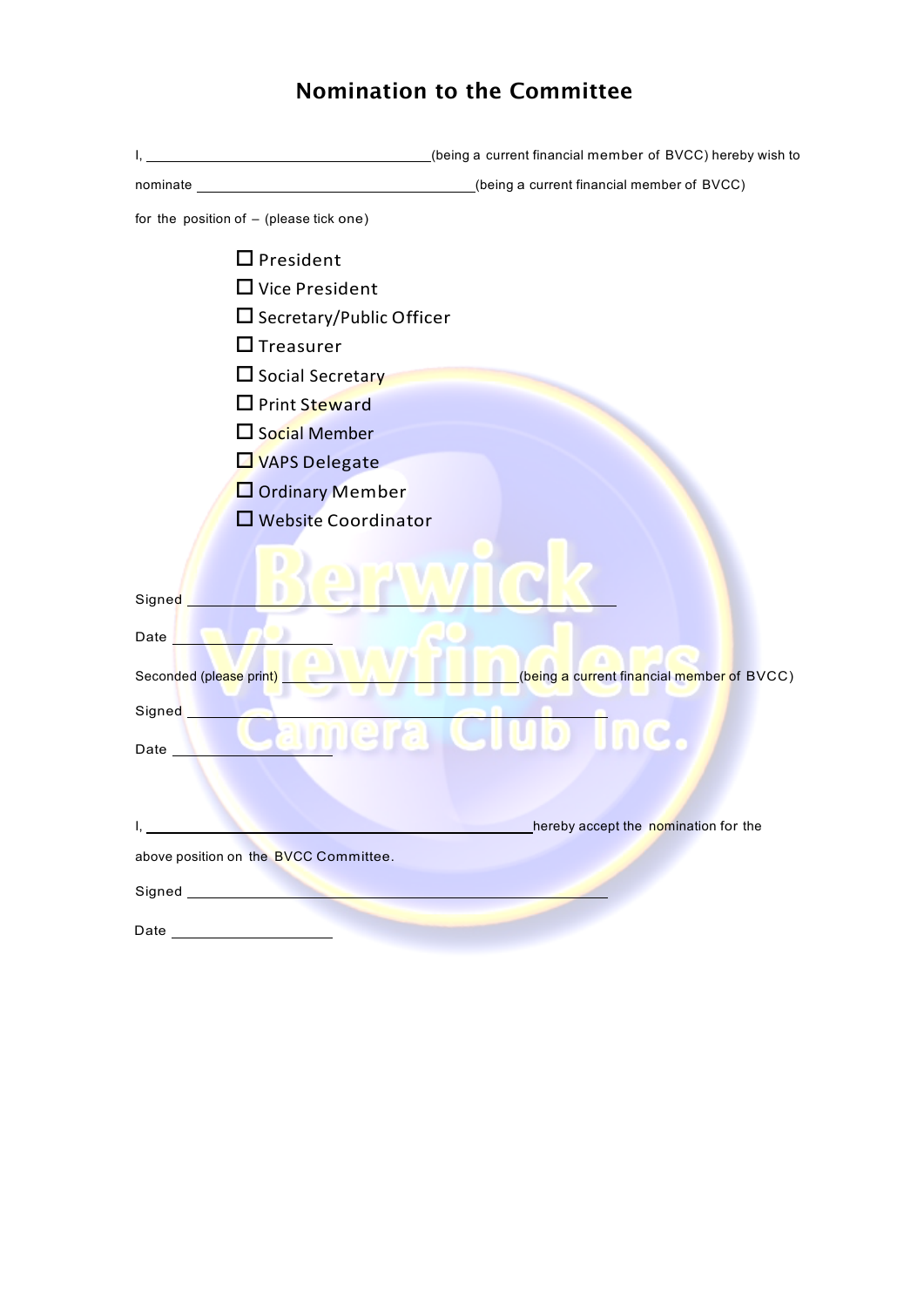# Nomination to the Committee

I, ______________________________(being a current financial member of BVCC) hereby wish to

nominate ______________________________(being a current financial member of BVCC)

for the position of – (please tick one)

- ☐ President
- ☐ Vice President
- ☐ Secretary/Public Officer
- ☐ Treasurer
- ☐ Social Secretary
- ☐ Print Steward
- ☐ Social Member
- ☐ VAPS Delegate
- ☐ Ordinary Member
- ☐ Website Coordinator

Signed ______________________________

Date ________________

Seconded (please print) ______________________________(being a current financial member of BVCC)

Signed ______________________________

Date ________________

I, ______________________________hereby accept the nomination for the above position on the BVCC Committee.

Signed ______________________________

Date ________________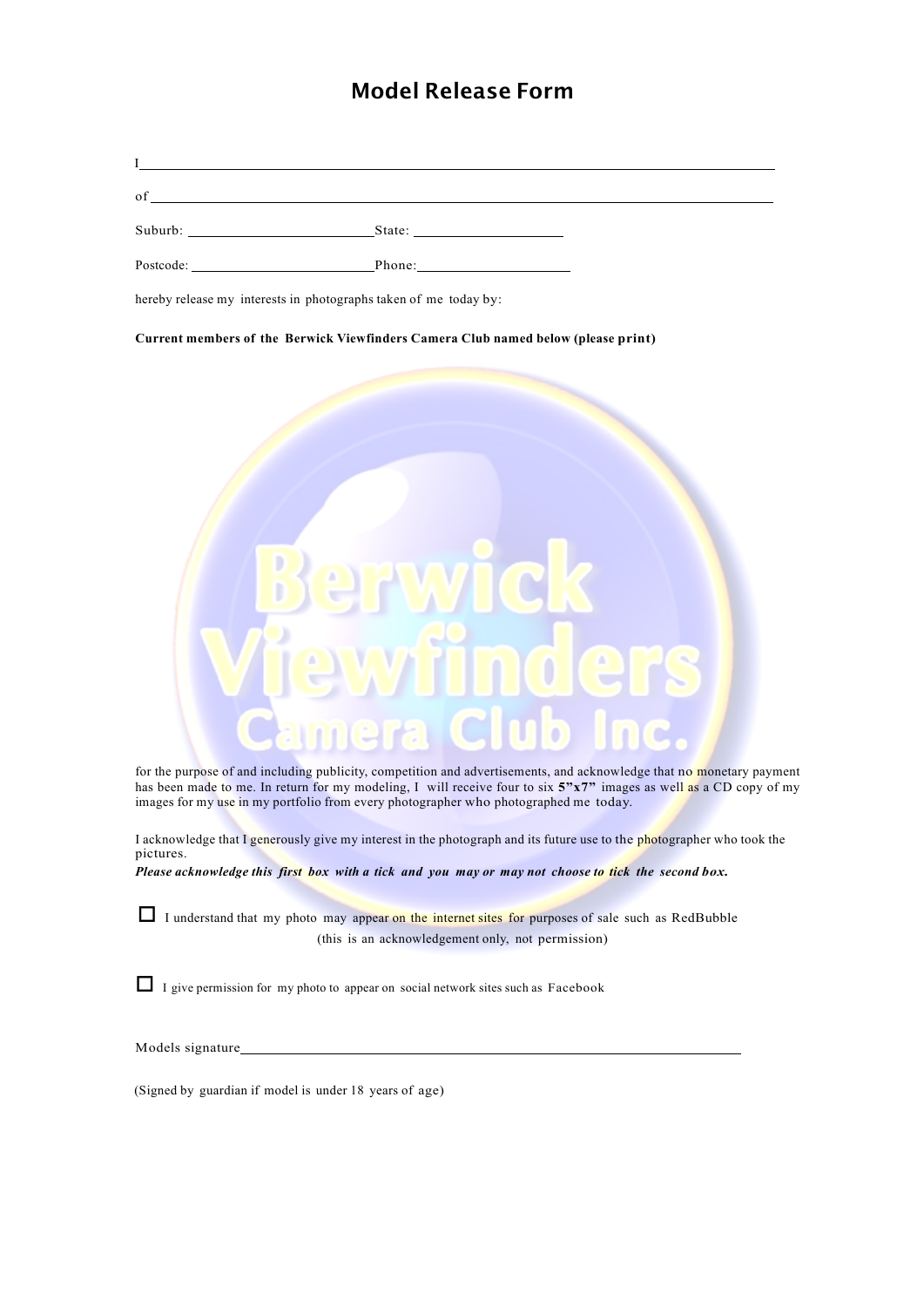# Model Release Form

I ______________________________________________________________

of ______________________________________________________________

Suburb: ________________________ State: ____________________

Postcode: ______________________ Phone: ____________________

hereby release my interests in photographs taken of me today by:

**Current members of the Berwick Viewfinders Camera Club named below (please print)**

for the purpose of and including publicity, competition and advertisements, and acknowledge that no monetary payment has been made to me. In return for my modeling, I will receive four to six **5"x7"** images as well as a CD copy of my images for my use in my portfolio from every photographer who photographed me today.

I acknowledge that I generously give my interest in the photograph and its future use to the photographer who took the pictures.

***Please acknowledge this first box with a tick and you may or may not choose to tick the second box.***

☐ I understand that my photo may appear on the internet sites for purposes of sale such as RedBubble (this is an acknowledgement only, not permission)

☐ I give permission for my photo to appear on social network sites such as Facebook

Models signature______________________________________________

(Signed by guardian if model is under 18 years of age)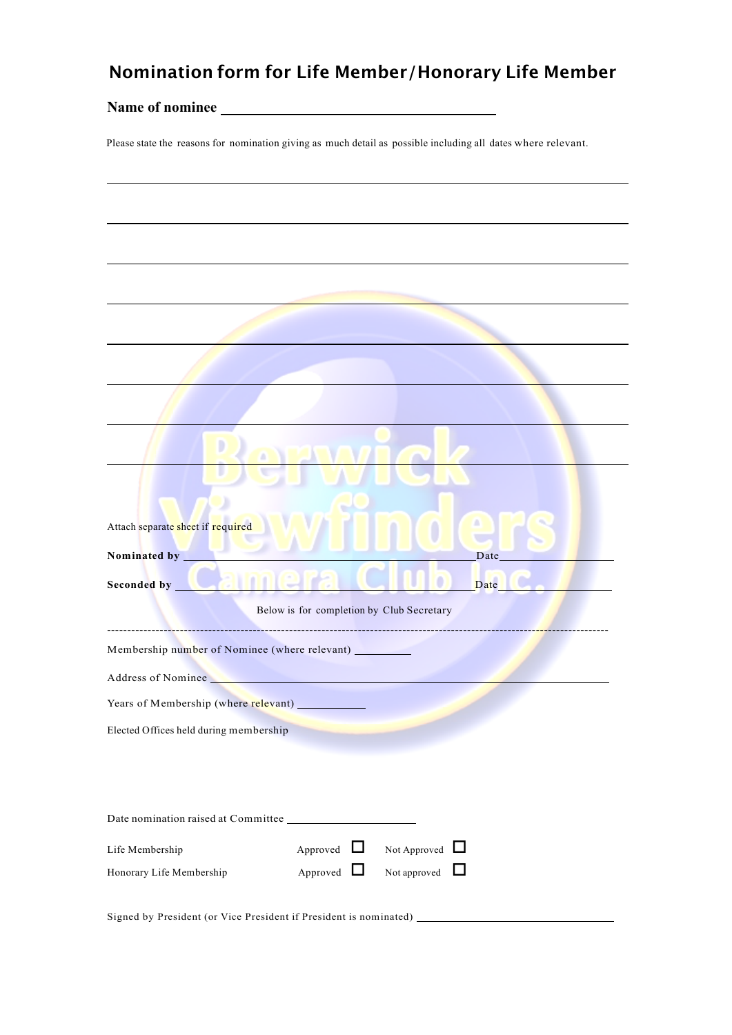# Nomination form for Life Member/Honorary Life Member

**Name of nominee** ________________________________

Please state the reasons for nomination giving as much detail as possible including all dates where relevant.

_______________________________________________________________________

_______________________________________________________________________

_______________________________________________________________________

_______________________________________________________________________

_______________________________________________________________________

_______________________________________________________________________

_______________________________________________________________________

_______________________________________________________________________

Attach separate sheet if required

**Nominated by** ________________________________________ Date ________________

**Seconded by** ________________________________________ Date ________________

Below is for completion by Club Secretary

---------------------------------------------------------------------------------------------------

Membership number of Nominee (where relevant) __________

Address of Nominee ________________________________________________

Years of Membership (where relevant) ____________

Elected Offices held during membership

Date nomination raised at Committee ______________________

| | | | | |
|---|---|---|---|---|
| Life Membership | Approved | ☐ | Not Approved | ☐ |
| Honorary Life Membership | Approved | ☐ | Not approved | ☐ |

Signed by President (or Vice President if President is nominated) ________________________________

Berwick Viewfinders Camera Club Inc.